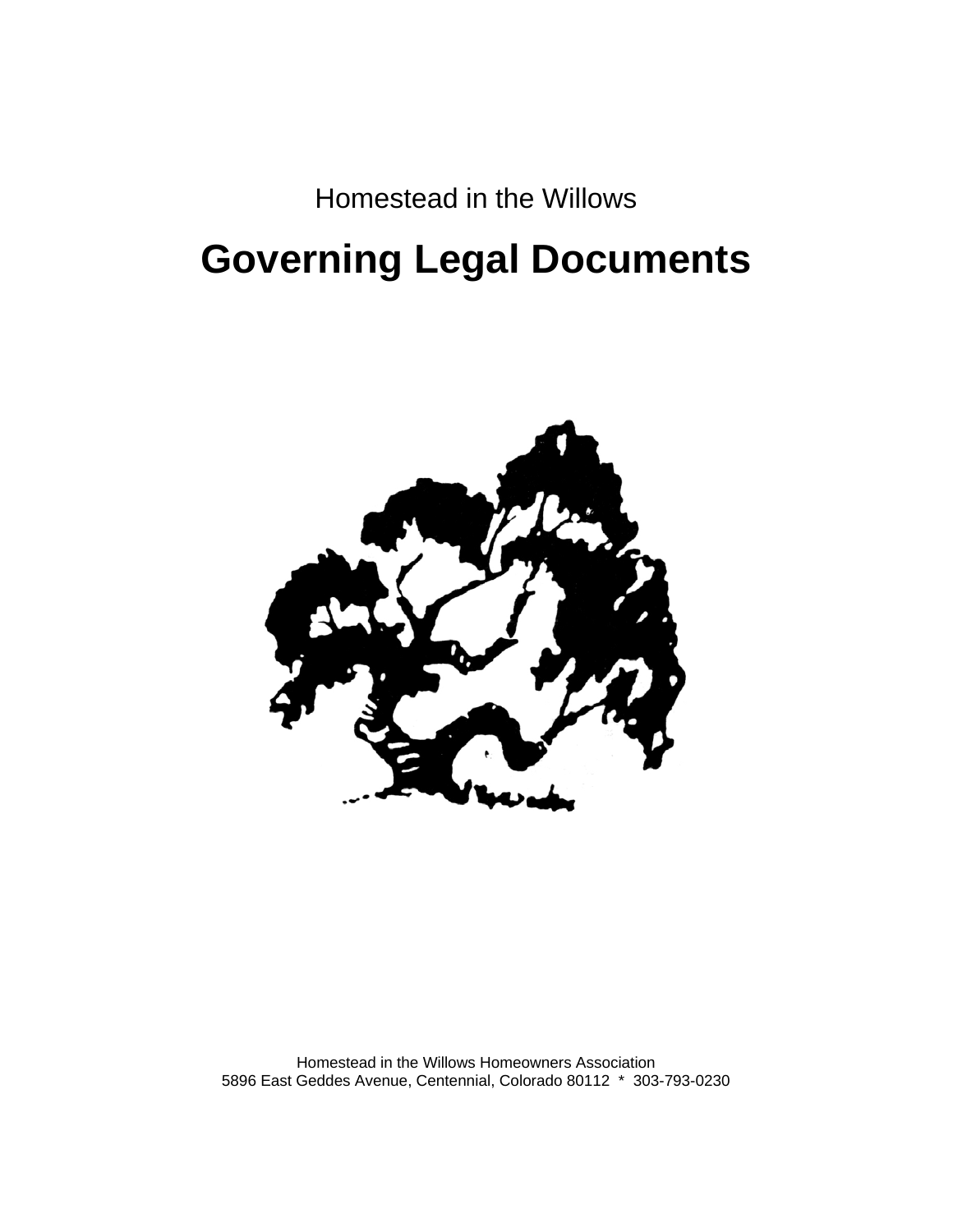Homestead in the Willows

# Governing Legal Documents

Homestead in the Willows Homeowners Association
5896 East Geddes Avenue, Centennial, Colorado 80112 * 303-793-0230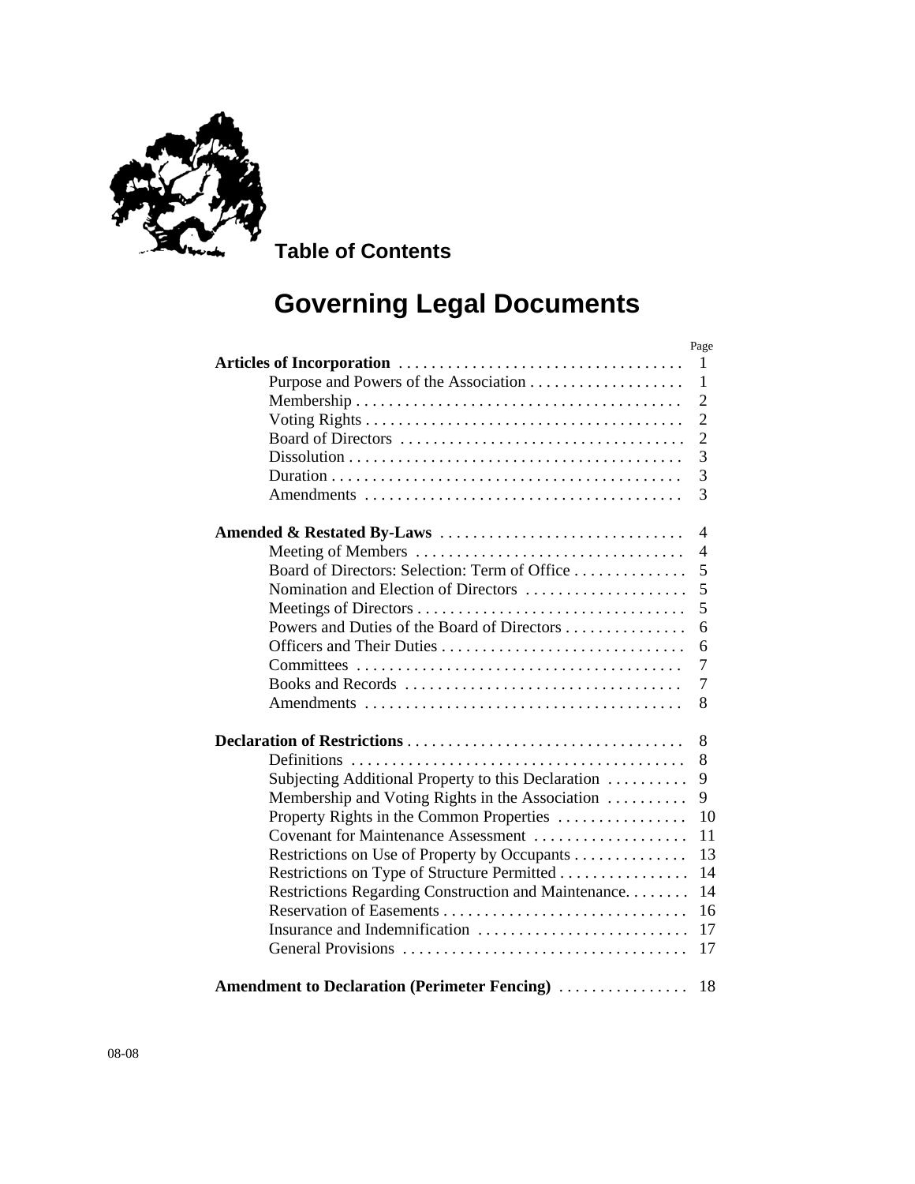**Table of Contents**

# Governing Legal Documents

| | Page |
|---|---|
| **Articles of Incorporation** | 1 |
| Purpose and Powers of the Association | 1 |
| Membership | 2 |
| Voting Rights | 2 |
| Board of Directors | 2 |
| Dissolution | 3 |
| Duration | 3 |
| Amendments | 3 |
| | |
| **Amended & Restated By-Laws** | 4 |
| Meeting of Members | 4 |
| Board of Directors: Selection: Term of Office | 5 |
| Nomination and Election of Directors | 5 |
| Meetings of Directors | 5 |
| Powers and Duties of the Board of Directors | 6 |
| Officers and Their Duties | 6 |
| Committees | 7 |
| Books and Records | 7 |
| Amendments | 8 |
| | |
| **Declaration of Restrictions** | 8 |
| Definitions | 8 |
| Subjecting Additional Property to this Declaration | 9 |
| Membership and Voting Rights in the Association | 9 |
| Property Rights in the Common Properties | 10 |
| Covenant for Maintenance Assessment | 11 |
| Restrictions on Use of Property by Occupants | 13 |
| Restrictions on Type of Structure Permitted | 14 |
| Restrictions Regarding Construction and Maintenance. | 14 |
| Reservation of Easements | 16 |
| Insurance and Indemnification | 17 |
| General Provisions | 17 |
| | |
| **Amendment to Declaration (Perimeter Fencing)** | 18 |

08-08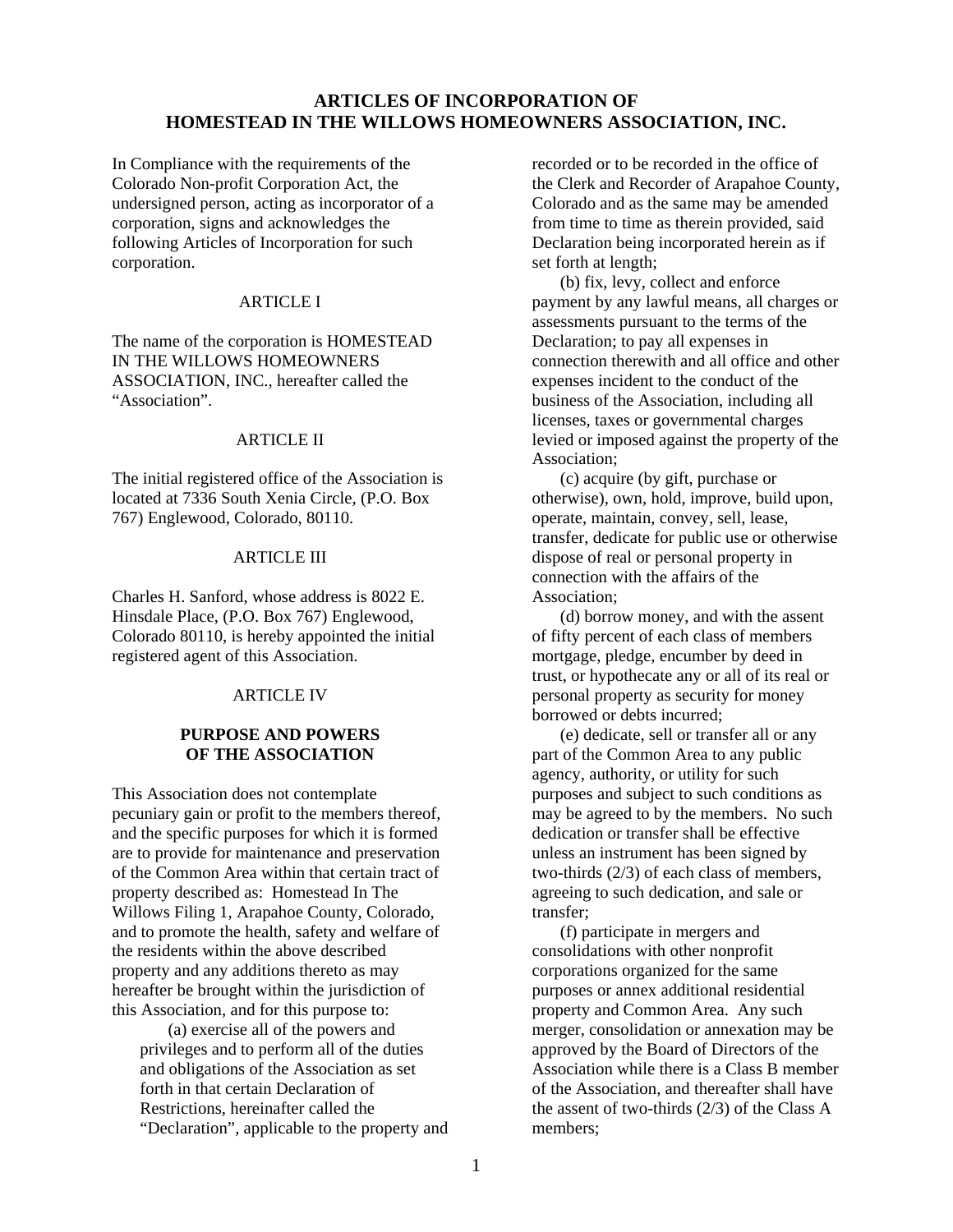# ARTICLES OF INCORPORATION OF HOMESTEAD IN THE WILLOWS HOMEOWNERS ASSOCIATION, INC.

In Compliance with the requirements of the Colorado Non-profit Corporation Act, the undersigned person, acting as incorporator of a corporation, signs and acknowledges the following Articles of Incorporation for such corporation.

## ARTICLE I

The name of the corporation is HOMESTEAD IN THE WILLOWS HOMEOWNERS ASSOCIATION, INC., hereafter called the "Association".

## ARTICLE II

The initial registered office of the Association is located at 7336 South Xenia Circle, (P.O. Box 767) Englewood, Colorado, 80110.

## ARTICLE III

Charles H. Sanford, whose address is 8022 E. Hinsdale Place, (P.O. Box 767) Englewood, Colorado 80110, is hereby appointed the initial registered agent of this Association.

## ARTICLE IV

### PURPOSE AND POWERS OF THE ASSOCIATION

This Association does not contemplate pecuniary gain or profit to the members thereof, and the specific purposes for which it is formed are to provide for maintenance and preservation of the Common Area within that certain tract of property described as: Homestead In The Willows Filing 1, Arapahoe County, Colorado, and to promote the health, safety and welfare of the residents within the above described property and any additions thereto as may hereafter be brought within the jurisdiction of this Association, and for this purpose to:

(a) exercise all of the powers and privileges and to perform all of the duties and obligations of the Association as set forth in that certain Declaration of Restrictions, hereinafter called the "Declaration", applicable to the property and recorded or to be recorded in the office of the Clerk and Recorder of Arapahoe County, Colorado and as the same may be amended from time to time as therein provided, said Declaration being incorporated herein as if set forth at length;

(b) fix, levy, collect and enforce payment by any lawful means, all charges or assessments pursuant to the terms of the Declaration; to pay all expenses in connection therewith and all office and other expenses incident to the conduct of the business of the Association, including all licenses, taxes or governmental charges levied or imposed against the property of the Association;

(c) acquire (by gift, purchase or otherwise), own, hold, improve, build upon, operate, maintain, convey, sell, lease, transfer, dedicate for public use or otherwise dispose of real or personal property in connection with the affairs of the Association;

(d) borrow money, and with the assent of fifty percent of each class of members mortgage, pledge, encumber by deed in trust, or hypothecate any or all of its real or personal property as security for money borrowed or debts incurred;

(e) dedicate, sell or transfer all or any part of the Common Area to any public agency, authority, or utility for such purposes and subject to such conditions as may be agreed to by the members. No such dedication or transfer shall be effective unless an instrument has been signed by two-thirds (2/3) of each class of members, agreeing to such dedication, and sale or transfer;

(f) participate in mergers and consolidations with other nonprofit corporations organized for the same purposes or annex additional residential property and Common Area. Any such merger, consolidation or annexation may be approved by the Board of Directors of the Association while there is a Class B member of the Association, and thereafter shall have the assent of two-thirds (2/3) of the Class A members;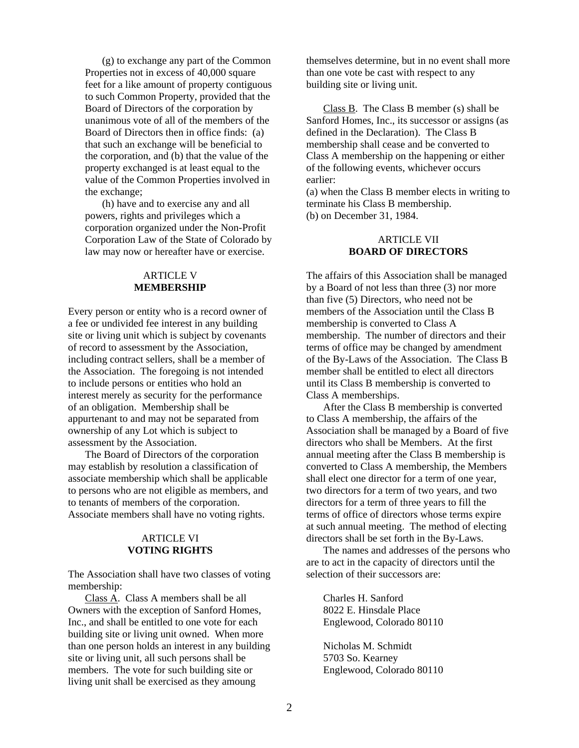(g) to exchange any part of the Common Properties not in excess of 40,000 square feet for a like amount of property contiguous to such Common Property, provided that the Board of Directors of the corporation by unanimous vote of all of the members of the Board of Directors then in office finds: (a) that such an exchange will be beneficial to the corporation, and (b) that the value of the property exchanged is at least equal to the value of the Common Properties involved in the exchange;

(h) have and to exercise any and all powers, rights and privileges which a corporation organized under the Non-Profit Corporation Law of the State of Colorado by law may now or hereafter have or exercise.

## ARTICLE V
## MEMBERSHIP

Every person or entity who is a record owner of a fee or undivided fee interest in any building site or living unit which is subject by covenants of record to assessment by the Association, including contract sellers, shall be a member of the Association. The foregoing is not intended to include persons or entities who hold an interest merely as security for the performance of an obligation. Membership shall be appurtenant to and may not be separated from ownership of any Lot which is subject to assessment by the Association.

The Board of Directors of the corporation may establish by resolution a classification of associate membership which shall be applicable to persons who are not eligible as members, and to tenants of members of the corporation. Associate members shall have no voting rights.

## ARTICLE VI
## VOTING RIGHTS

The Association shall have two classes of voting membership:

Class A. Class A members shall be all Owners with the exception of Sanford Homes, Inc., and shall be entitled to one vote for each building site or living unit owned. When more than one person holds an interest in any building site or living unit, all such persons shall be members. The vote for such building site or living unit shall be exercised as they amoung themselves determine, but in no event shall more than one vote be cast with respect to any building site or living unit.

Class B. The Class B member (s) shall be Sanford Homes, Inc., its successor or assigns (as defined in the Declaration). The Class B membership shall cease and be converted to Class A membership on the happening or either of the following events, whichever occurs earlier:

(a) when the Class B member elects in writing to terminate his Class B membership.

(b) on December 31, 1984.

## ARTICLE VII
## BOARD OF DIRECTORS

The affairs of this Association shall be managed by a Board of not less than three (3) nor more than five (5) Directors, who need not be members of the Association until the Class B membership is converted to Class A membership. The number of directors and their terms of office may be changed by amendment of the By-Laws of the Association. The Class B member shall be entitled to elect all directors until its Class B membership is converted to Class A memberships.

After the Class B membership is converted to Class A membership, the affairs of the Association shall be managed by a Board of five directors who shall be Members. At the first annual meeting after the Class B membership is converted to Class A membership, the Members shall elect one director for a term of one year, two directors for a term of two years, and two directors for a term of three years to fill the terms of office of directors whose terms expire at such annual meeting. The method of electing directors shall be set forth in the By-Laws.

The names and addresses of the persons who are to act in the capacity of directors until the selection of their successors are:

Charles H. Sanford
8022 E. Hinsdale Place
Englewood, Colorado 80110

Nicholas M. Schmidt
5703 So. Kearney
Englewood, Colorado 80110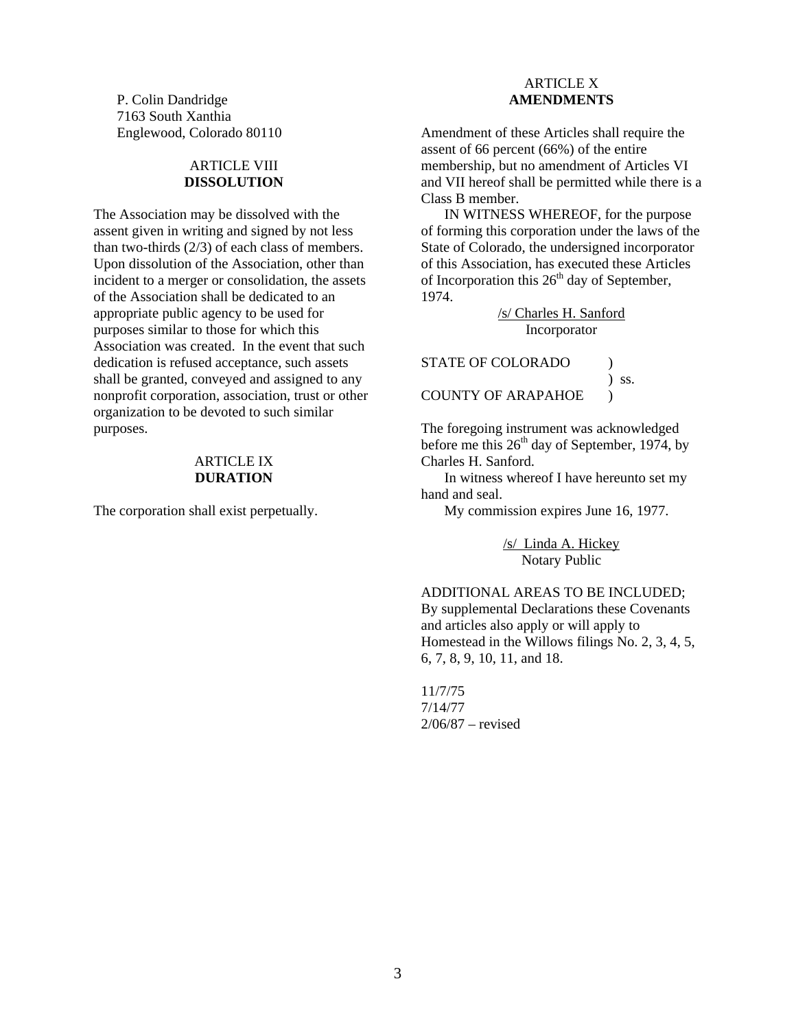P. Colin Dandridge
7163 South Xanthia
Englewood, Colorado 80110

### ARTICLE VIII
### DISSOLUTION

The Association may be dissolved with the assent given in writing and signed by not less than two-thirds (2/3) of each class of members. Upon dissolution of the Association, other than incident to a merger or consolidation, the assets of the Association shall be dedicated to an appropriate public agency to be used for purposes similar to those for which this Association was created. In the event that such dedication is refused acceptance, such assets shall be granted, conveyed and assigned to any nonprofit corporation, association, trust or other organization to be devoted to such similar purposes.

### ARTICLE IX
### DURATION

The corporation shall exist perpetually.

### ARTICLE X
### AMENDMENTS

Amendment of these Articles shall require the assent of 66 percent (66%) of the entire membership, but no amendment of Articles VI and VII hereof shall be permitted while there is a Class B member.

IN WITNESS WHEREOF, for the purpose of forming this corporation under the laws of the State of Colorado, the undersigned incorporator of this Association, has executed these Articles of Incorporation this 26th day of September, 1974.

/s/ Charles H. Sanford
Incorporator

STATE OF COLORADO )
) ss.
COUNTY OF ARAPAHOE )

The foregoing instrument was acknowledged before me this 26th day of September, 1974, by Charles H. Sanford.

In witness whereof I have hereunto set my hand and seal.

My commission expires June 16, 1977.

/s/ Linda A. Hickey
Notary Public

ADDITIONAL AREAS TO BE INCLUDED;
By supplemental Declarations these Covenants and articles also apply or will apply to Homestead in the Willows filings No. 2, 3, 4, 5, 6, 7, 8, 9, 10, 11, and 18.

11/7/75
7/14/77
2/06/87 – revised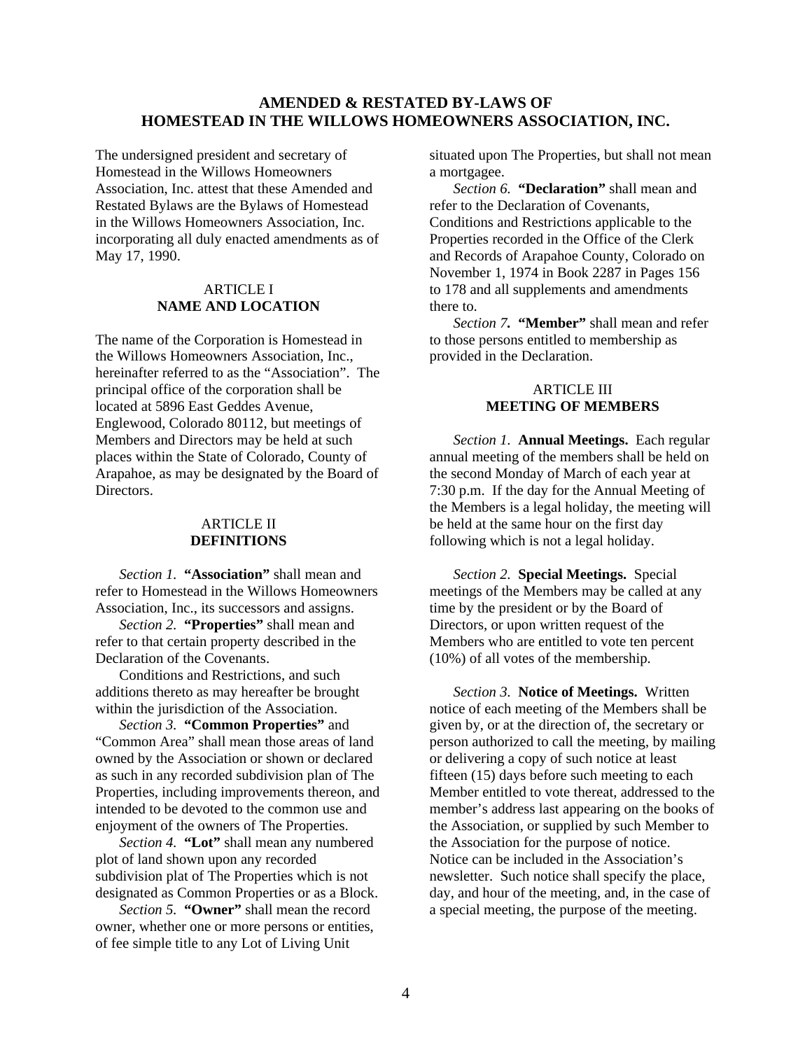# AMENDED & RESTATED BY-LAWS OF HOMESTEAD IN THE WILLOWS HOMEOWNERS ASSOCIATION, INC.

The undersigned president and secretary of Homestead in the Willows Homeowners Association, Inc. attest that these Amended and Restated Bylaws are the Bylaws of Homestead in the Willows Homeowners Association, Inc. incorporating all duly enacted amendments as of May 17, 1990.

## ARTICLE I
## NAME AND LOCATION

The name of the Corporation is Homestead in the Willows Homeowners Association, Inc., hereinafter referred to as the "Association". The principal office of the corporation shall be located at 5896 East Geddes Avenue, Englewood, Colorado 80112, but meetings of Members and Directors may be held at such places within the State of Colorado, County of Arapahoe, as may be designated by the Board of Directors.

## ARTICLE II
## DEFINITIONS

*Section 1.* **"Association"** shall mean and refer to Homestead in the Willows Homeowners Association, Inc., its successors and assigns.

*Section 2.* **"Properties"** shall mean and refer to that certain property described in the Declaration of the Covenants.

Conditions and Restrictions, and such additions thereto as may hereafter be brought within the jurisdiction of the Association.

*Section 3.* **"Common Properties"** and "Common Area" shall mean those areas of land owned by the Association or shown or declared as such in any recorded subdivision plan of The Properties, including improvements thereon, and intended to be devoted to the common use and enjoyment of the owners of The Properties.

*Section 4.* **"Lot"** shall mean any numbered plot of land shown upon any recorded subdivision plat of The Properties which is not designated as Common Properties or as a Block.

*Section 5.* **"Owner"** shall mean the record owner, whether one or more persons or entities, of fee simple title to any Lot of Living Unit situated upon The Properties, but shall not mean a mortgagee.

*Section 6.* **"Declaration"** shall mean and refer to the Declaration of Covenants, Conditions and Restrictions applicable to the Properties recorded in the Office of the Clerk and Records of Arapahoe County, Colorado on November 1, 1974 in Book 2287 in Pages 156 to 178 and all supplements and amendments there to.

*Section 7.* **"Member"** shall mean and refer to those persons entitled to membership as provided in the Declaration.

## ARTICLE III
## MEETING OF MEMBERS

*Section 1.* **Annual Meetings.** Each regular annual meeting of the members shall be held on the second Monday of March of each year at 7:30 p.m. If the day for the Annual Meeting of the Members is a legal holiday, the meeting will be held at the same hour on the first day following which is not a legal holiday.

*Section 2.* **Special Meetings.** Special meetings of the Members may be called at any time by the president or by the Board of Directors, or upon written request of the Members who are entitled to vote ten percent (10%) of all votes of the membership.

*Section 3.* **Notice of Meetings.** Written notice of each meeting of the Members shall be given by, or at the direction of, the secretary or person authorized to call the meeting, by mailing or delivering a copy of such notice at least fifteen (15) days before such meeting to each Member entitled to vote thereat, addressed to the member's address last appearing on the books of the Association, or supplied by such Member to the Association for the purpose of notice. Notice can be included in the Association's newsletter. Such notice shall specify the place, day, and hour of the meeting, and, in the case of a special meeting, the purpose of the meeting.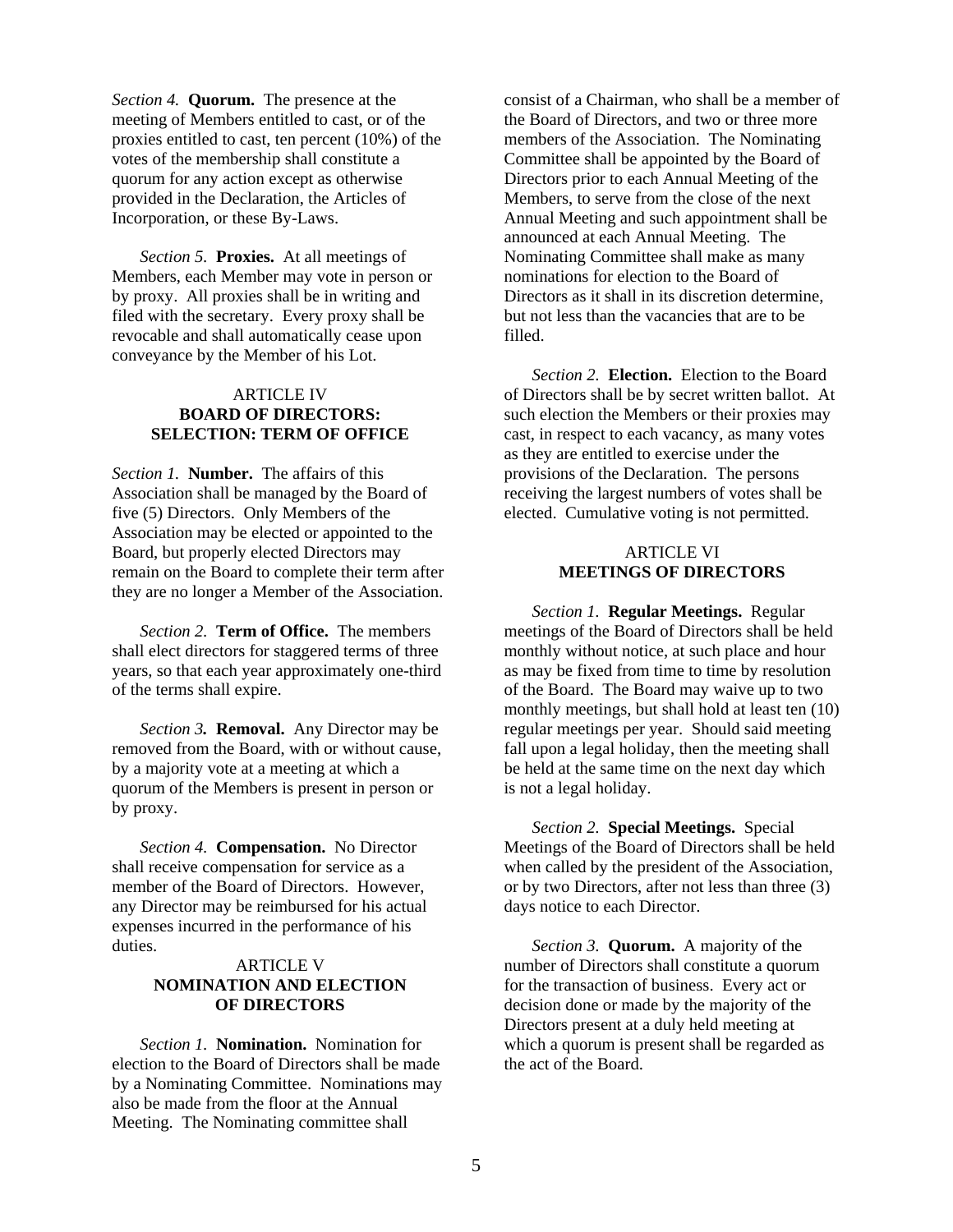*Section 4.* **Quorum.** The presence at the meeting of Members entitled to cast, or of the proxies entitled to cast, ten percent (10%) of the votes of the membership shall constitute a quorum for any action except as otherwise provided in the Declaration, the Articles of Incorporation, or these By-Laws.

*Section 5.* **Proxies.** At all meetings of Members, each Member may vote in person or by proxy. All proxies shall be in writing and filed with the secretary. Every proxy shall be revocable and shall automatically cease upon conveyance by the Member of his Lot.

## ARTICLE IV
## BOARD OF DIRECTORS: SELECTION: TERM OF OFFICE

*Section 1.* **Number.** The affairs of this Association shall be managed by the Board of five (5) Directors. Only Members of the Association may be elected or appointed to the Board, but properly elected Directors may remain on the Board to complete their term after they are no longer a Member of the Association.

*Section 2.* **Term of Office.** The members shall elect directors for staggered terms of three years, so that each year approximately one-third of the terms shall expire.

*Section 3.* **Removal.** Any Director may be removed from the Board, with or without cause, by a majority vote at a meeting at which a quorum of the Members is present in person or by proxy.

*Section 4.* **Compensation.** No Director shall receive compensation for service as a member of the Board of Directors. However, any Director may be reimbursed for his actual expenses incurred in the performance of his duties.

## ARTICLE V
## NOMINATION AND ELECTION OF DIRECTORS

*Section 1.* **Nomination.** Nomination for election to the Board of Directors shall be made by a Nominating Committee. Nominations may also be made from the floor at the Annual Meeting. The Nominating committee shall consist of a Chairman, who shall be a member of the Board of Directors, and two or three more members of the Association. The Nominating Committee shall be appointed by the Board of Directors prior to each Annual Meeting of the Members, to serve from the close of the next Annual Meeting and such appointment shall be announced at each Annual Meeting. The Nominating Committee shall make as many nominations for election to the Board of Directors as it shall in its discretion determine, but not less than the vacancies that are to be filled.

*Section 2.* **Election.** Election to the Board of Directors shall be by secret written ballot. At such election the Members or their proxies may cast, in respect to each vacancy, as many votes as they are entitled to exercise under the provisions of the Declaration. The persons receiving the largest numbers of votes shall be elected. Cumulative voting is not permitted.

## ARTICLE VI
## MEETINGS OF DIRECTORS

*Section 1.* **Regular Meetings.** Regular meetings of the Board of Directors shall be held monthly without notice, at such place and hour as may be fixed from time to time by resolution of the Board. The Board may waive up to two monthly meetings, but shall hold at least ten (10) regular meetings per year. Should said meeting fall upon a legal holiday, then the meeting shall be held at the same time on the next day which is not a legal holiday.

*Section 2.* **Special Meetings.** Special Meetings of the Board of Directors shall be held when called by the president of the Association, or by two Directors, after not less than three (3) days notice to each Director.

*Section 3.* **Quorum.** A majority of the number of Directors shall constitute a quorum for the transaction of business. Every act or decision done or made by the majority of the Directors present at a duly held meeting at which a quorum is present shall be regarded as the act of the Board.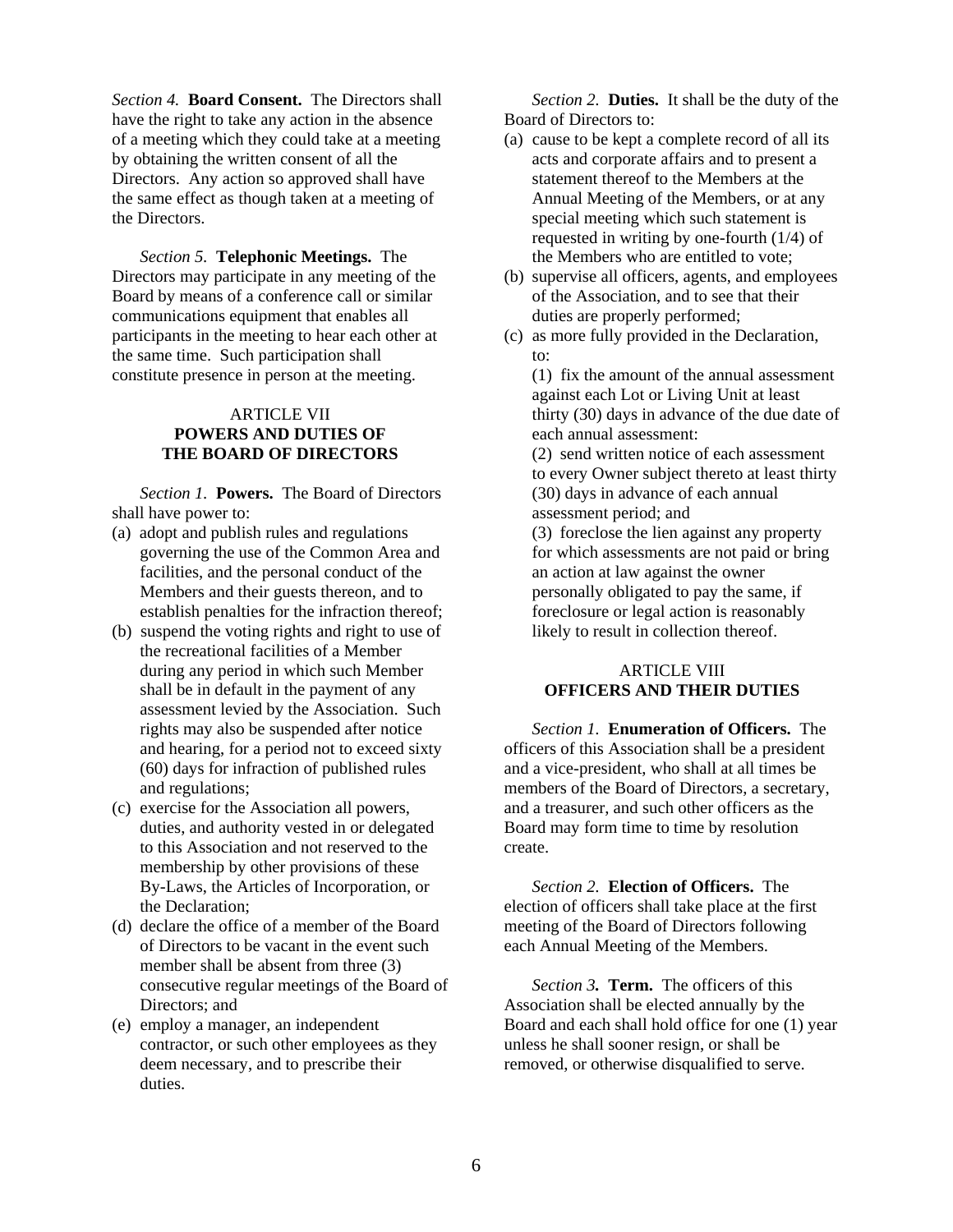*Section 4.* **Board Consent.** The Directors shall have the right to take any action in the absence of a meeting which they could take at a meeting by obtaining the written consent of all the Directors. Any action so approved shall have the same effect as though taken at a meeting of the Directors.

*Section 5.* **Telephonic Meetings.** The Directors may participate in any meeting of the Board by means of a conference call or similar communications equipment that enables all participants in the meeting to hear each other at the same time. Such participation shall constitute presence in person at the meeting.

## ARTICLE VII
## POWERS AND DUTIES OF THE BOARD OF DIRECTORS

*Section 1.* **Powers.** The Board of Directors shall have power to:

(a) adopt and publish rules and regulations governing the use of the Common Area and facilities, and the personal conduct of the Members and their guests thereon, and to establish penalties for the infraction thereof;

(b) suspend the voting rights and right to use of the recreational facilities of a Member during any period in which such Member shall be in default in the payment of any assessment levied by the Association. Such rights may also be suspended after notice and hearing, for a period not to exceed sixty (60) days for infraction of published rules and regulations;

(c) exercise for the Association all powers, duties, and authority vested in or delegated to this Association and not reserved to the membership by other provisions of these By-Laws, the Articles of Incorporation, or the Declaration;

(d) declare the office of a member of the Board of Directors to be vacant in the event such member shall be absent from three (3) consecutive regular meetings of the Board of Directors; and

(e) employ a manager, an independent contractor, or such other employees as they deem necessary, and to prescribe their duties.

*Section 2.* **Duties.** It shall be the duty of the Board of Directors to:

(a) cause to be kept a complete record of all its acts and corporate affairs and to present a statement thereof to the Members at the Annual Meeting of the Members, or at any special meeting which such statement is requested in writing by one-fourth (1/4) of the Members who are entitled to vote;

(b) supervise all officers, agents, and employees of the Association, and to see that their duties are properly performed;

(c) as more fully provided in the Declaration, to:

(1) fix the amount of the annual assessment against each Lot or Living Unit at least thirty (30) days in advance of the due date of each annual assessment:

(2) send written notice of each assessment to every Owner subject thereto at least thirty (30) days in advance of each annual assessment period; and

(3) foreclose the lien against any property for which assessments are not paid or bring an action at law against the owner personally obligated to pay the same, if foreclosure or legal action is reasonably likely to result in collection thereof.

## ARTICLE VIII
## OFFICERS AND THEIR DUTIES

*Section 1.* **Enumeration of Officers.** The officers of this Association shall be a president and a vice-president, who shall at all times be members of the Board of Directors, a secretary, and a treasurer, and such other officers as the Board may form time to time by resolution create.

*Section 2.* **Election of Officers.** The election of officers shall take place at the first meeting of the Board of Directors following each Annual Meeting of the Members.

*Section 3.* **Term.** The officers of this Association shall be elected annually by the Board and each shall hold office for one (1) year unless he shall sooner resign, or shall be removed, or otherwise disqualified to serve.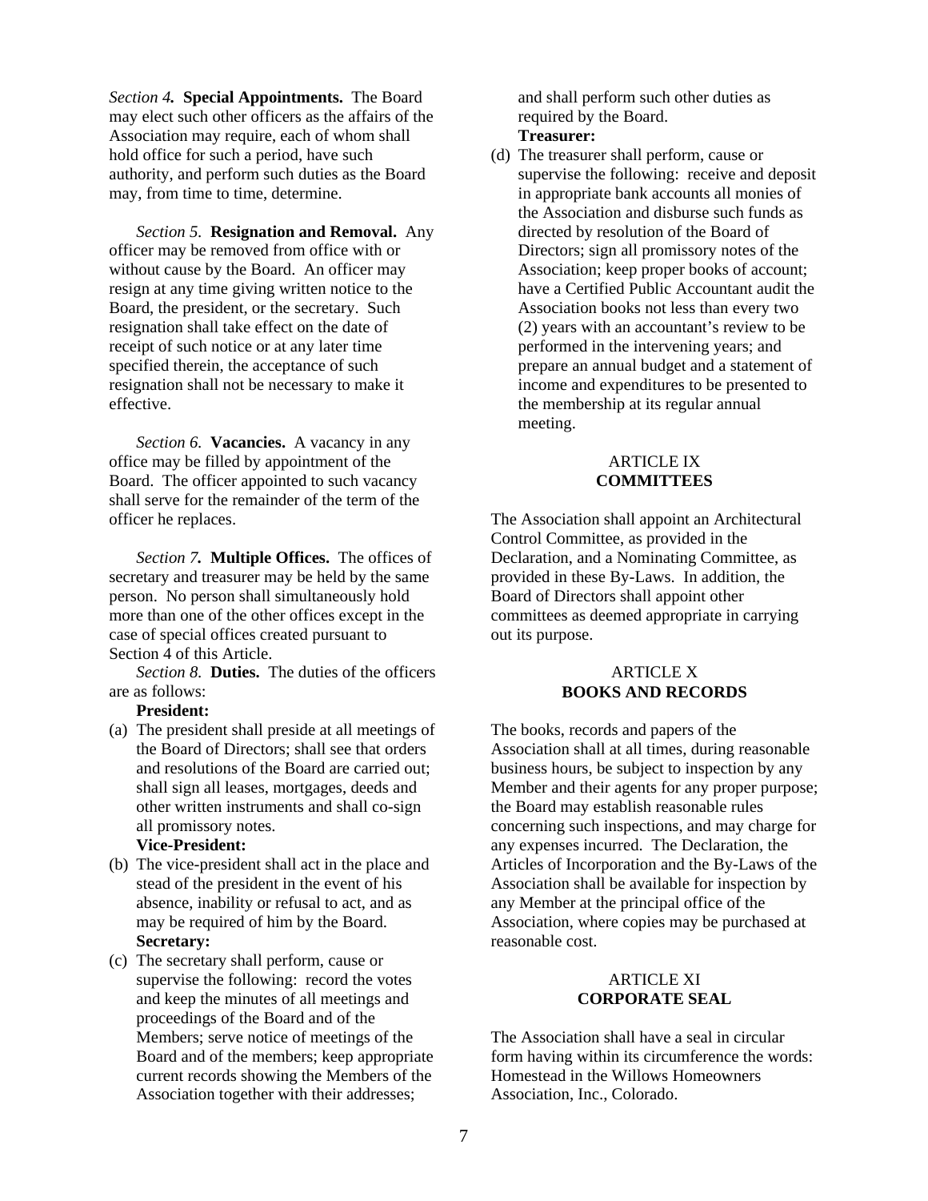*Section 4.* **Special Appointments.** The Board may elect such other officers as the affairs of the Association may require, each of whom shall hold office for such a period, have such authority, and perform such duties as the Board may, from time to time, determine.

*Section 5.* **Resignation and Removal.** Any officer may be removed from office with or without cause by the Board. An officer may resign at any time giving written notice to the Board, the president, or the secretary. Such resignation shall take effect on the date of receipt of such notice or at any later time specified therein, the acceptance of such resignation shall not be necessary to make it effective.

*Section 6.* **Vacancies.** A vacancy in any office may be filled by appointment of the Board. The officer appointed to such vacancy shall serve for the remainder of the term of the officer he replaces.

*Section 7.* **Multiple Offices.** The offices of secretary and treasurer may be held by the same person. No person shall simultaneously hold more than one of the other offices except in the case of special offices created pursuant to Section 4 of this Article.

*Section 8.* **Duties.** The duties of the officers are as follows:

**President:**

(a) The president shall preside at all meetings of the Board of Directors; shall see that orders and resolutions of the Board are carried out; shall sign all leases, mortgages, deeds and other written instruments and shall co-sign all promissory notes.

**Vice-President:**

(b) The vice-president shall act in the place and stead of the president in the event of his absence, inability or refusal to act, and as may be required of him by the Board.

**Secretary:**

(c) The secretary shall perform, cause or supervise the following: record the votes and keep the minutes of all meetings and proceedings of the Board and of the Members; serve notice of meetings of the Board and of the members; keep appropriate current records showing the Members of the Association together with their addresses; and shall perform such other duties as required by the Board.

**Treasurer:**

(d) The treasurer shall perform, cause or supervise the following: receive and deposit in appropriate bank accounts all monies of the Association and disburse such funds as directed by resolution of the Board of Directors; sign all promissory notes of the Association; keep proper books of account; have a Certified Public Accountant audit the Association books not less than every two (2) years with an accountant's review to be performed in the intervening years; and prepare an annual budget and a statement of income and expenditures to be presented to the membership at its regular annual meeting.

## ARTICLE IX
## COMMITTEES

The Association shall appoint an Architectural Control Committee, as provided in the Declaration, and a Nominating Committee, as provided in these By-Laws. In addition, the Board of Directors shall appoint other committees as deemed appropriate in carrying out its purpose.

## ARTICLE X
## BOOKS AND RECORDS

The books, records and papers of the Association shall at all times, during reasonable business hours, be subject to inspection by any Member and their agents for any proper purpose; the Board may establish reasonable rules concerning such inspections, and may charge for any expenses incurred. The Declaration, the Articles of Incorporation and the By-Laws of the Association shall be available for inspection by any Member at the principal office of the Association, where copies may be purchased at reasonable cost.

## ARTICLE XI
## CORPORATE SEAL

The Association shall have a seal in circular form having within its circumference the words: Homestead in the Willows Homeowners Association, Inc., Colorado.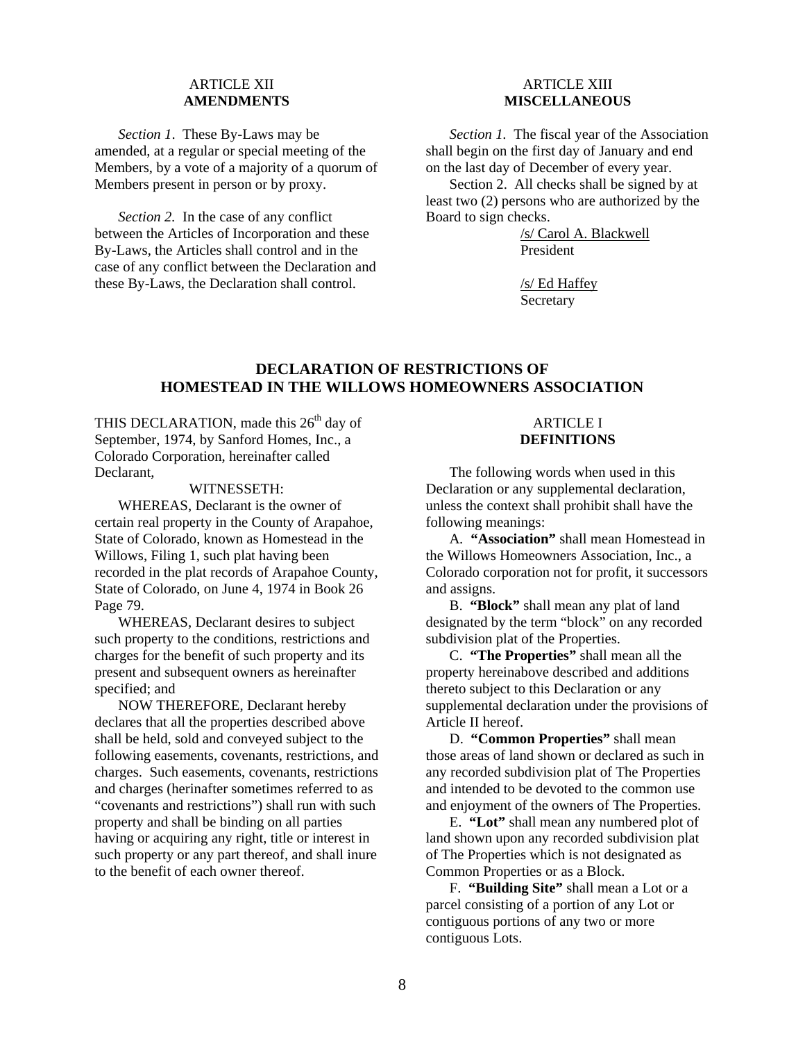## ARTICLE XII
## AMENDMENTS

*Section 1*. These By-Laws may be amended, at a regular or special meeting of the Members, by a vote of a majority of a quorum of Members present in person or by proxy.

*Section 2*. In the case of any conflict between the Articles of Incorporation and these By-Laws, the Articles shall control and in the case of any conflict between the Declaration and these By-Laws, the Declaration shall control.

## ARTICLE XIII
## MISCELLANEOUS

*Section 1*. The fiscal year of the Association shall begin on the first day of January and end on the last day of December of every year.

Section 2. All checks shall be signed by at least two (2) persons who are authorized by the Board to sign checks.

/s/ Carol A. Blackwell
President

/s/ Ed Haffey
Secretary

# DECLARATION OF RESTRICTIONS OF HOMESTEAD IN THE WILLOWS HOMEOWNERS ASSOCIATION

THIS DECLARATION, made this 26th day of September, 1974, by Sanford Homes, Inc., a Colorado Corporation, hereinafter called Declarant,

WITNESSETH:

WHEREAS, Declarant is the owner of certain real property in the County of Arapahoe, State of Colorado, known as Homestead in the Willows, Filing 1, such plat having been recorded in the plat records of Arapahoe County, State of Colorado, on June 4, 1974 in Book 26 Page 79.

WHEREAS, Declarant desires to subject such property to the conditions, restrictions and charges for the benefit of such property and its present and subsequent owners as hereinafter specified; and

NOW THEREFORE, Declarant hereby declares that all the properties described above shall be held, sold and conveyed subject to the following easements, covenants, restrictions, and charges. Such easements, covenants, restrictions and charges (herinafter sometimes referred to as "covenants and restrictions") shall run with such property and shall be binding on all parties having or acquiring any right, title or interest in such property or any part thereof, and shall inure to the benefit of each owner thereof.

## ARTICLE I
## DEFINITIONS

The following words when used in this Declaration or any supplemental declaration, unless the context shall prohibit shall have the following meanings:

A. **"Association"** shall mean Homestead in the Willows Homeowners Association, Inc., a Colorado corporation not for profit, it successors and assigns.

B. **"Block"** shall mean any plat of land designated by the term "block" on any recorded subdivision plat of the Properties.

C. **"The Properties"** shall mean all the property hereinabove described and additions thereto subject to this Declaration or any supplemental declaration under the provisions of Article II hereof.

D. **"Common Properties"** shall mean those areas of land shown or declared as such in any recorded subdivision plat of The Properties and intended to be devoted to the common use and enjoyment of the owners of The Properties.

E. **"Lot"** shall mean any numbered plot of land shown upon any recorded subdivision plat of The Properties which is not designated as Common Properties or as a Block.

F. **"Building Site"** shall mean a Lot or a parcel consisting of a portion of any Lot or contiguous portions of any two or more contiguous Lots.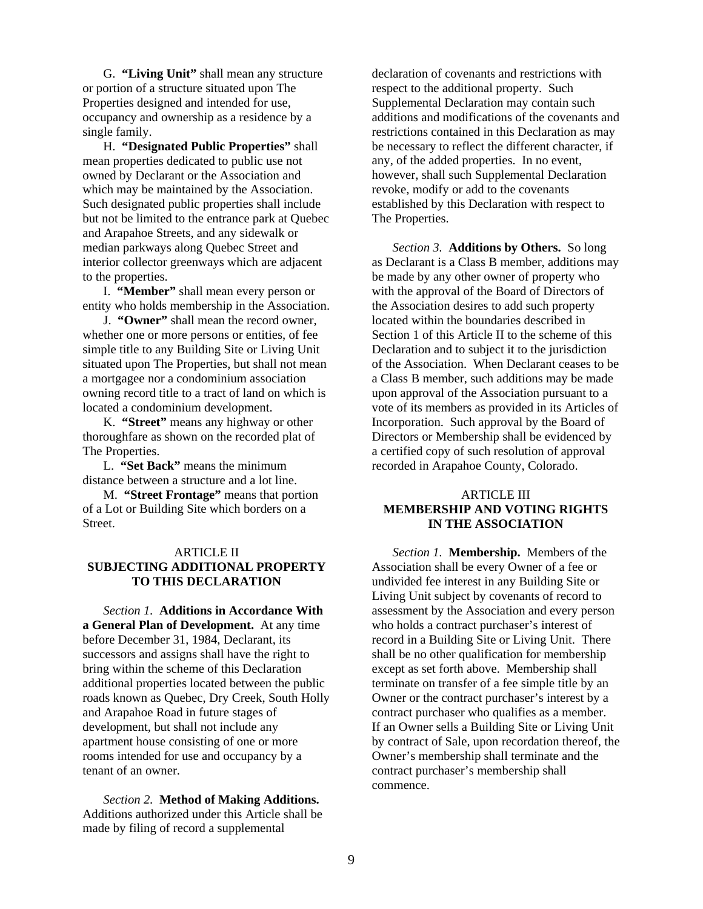G. **"Living Unit"** shall mean any structure or portion of a structure situated upon The Properties designed and intended for use, occupancy and ownership as a residence by a single family.

H. **"Designated Public Properties"** shall mean properties dedicated to public use not owned by Declarant or the Association and which may be maintained by the Association. Such designated public properties shall include but not be limited to the entrance park at Quebec and Arapahoe Streets, and any sidewalk or median parkways along Quebec Street and interior collector greenways which are adjacent to the properties.

I. **"Member"** shall mean every person or entity who holds membership in the Association.

J. **"Owner"** shall mean the record owner, whether one or more persons or entities, of fee simple title to any Building Site or Living Unit situated upon The Properties, but shall not mean a mortgagee nor a condominium association owning record title to a tract of land on which is located a condominium development.

K. **"Street"** means any highway or other thoroughfare as shown on the recorded plat of The Properties.

L. **"Set Back"** means the minimum distance between a structure and a lot line.

M. **"Street Frontage"** means that portion of a Lot or Building Site which borders on a Street.

## ARTICLE II
## SUBJECTING ADDITIONAL PROPERTY TO THIS DECLARATION

*Section 1.* **Additions in Accordance With a General Plan of Development.** At any time before December 31, 1984, Declarant, its successors and assigns shall have the right to bring within the scheme of this Declaration additional properties located between the public roads known as Quebec, Dry Creek, South Holly and Arapahoe Road in future stages of development, but shall not include any apartment house consisting of one or more rooms intended for use and occupancy by a tenant of an owner.

*Section 2.* **Method of Making Additions.** Additions authorized under this Article shall be made by filing of record a supplemental declaration of covenants and restrictions with respect to the additional property. Such Supplemental Declaration may contain such additions and modifications of the covenants and restrictions contained in this Declaration as may be necessary to reflect the different character, if any, of the added properties. In no event, however, shall such Supplemental Declaration revoke, modify or add to the covenants established by this Declaration with respect to The Properties.

*Section 3.* **Additions by Others.** So long as Declarant is a Class B member, additions may be made by any other owner of property who with the approval of the Board of Directors of the Association desires to add such property located within the boundaries described in Section 1 of this Article II to the scheme of this Declaration and to subject it to the jurisdiction of the Association. When Declarant ceases to be a Class B member, such additions may be made upon approval of the Association pursuant to a vote of its members as provided in its Articles of Incorporation. Such approval by the Board of Directors or Membership shall be evidenced by a certified copy of such resolution of approval recorded in Arapahoe County, Colorado.

## ARTICLE III
## MEMBERSHIP AND VOTING RIGHTS IN THE ASSOCIATION

*Section 1.* **Membership.** Members of the Association shall be every Owner of a fee or undivided fee interest in any Building Site or Living Unit subject by covenants of record to assessment by the Association and every person who holds a contract purchaser's interest of record in a Building Site or Living Unit. There shall be no other qualification for membership except as set forth above. Membership shall terminate on transfer of a fee simple title by an Owner or the contract purchaser's interest by a contract purchaser who qualifies as a member. If an Owner sells a Building Site or Living Unit by contract of Sale, upon recordation thereof, the Owner's membership shall terminate and the contract purchaser's membership shall commence.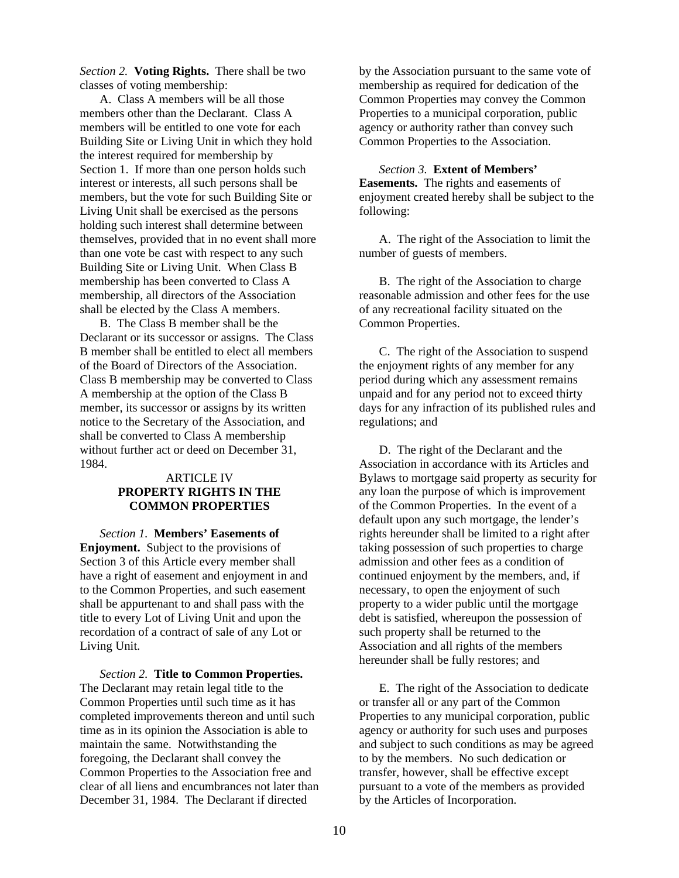*Section 2.* **Voting Rights.** There shall be two classes of voting membership:

A. Class A members will be all those members other than the Declarant. Class A members will be entitled to one vote for each Building Site or Living Unit in which they hold the interest required for membership by Section 1. If more than one person holds such interest or interests, all such persons shall be members, but the vote for such Building Site or Living Unit shall be exercised as the persons holding such interest shall determine between themselves, provided that in no event shall more than one vote be cast with respect to any such Building Site or Living Unit. When Class B membership has been converted to Class A membership, all directors of the Association shall be elected by the Class A members.

B. The Class B member shall be the Declarant or its successor or assigns. The Class B member shall be entitled to elect all members of the Board of Directors of the Association. Class B membership may be converted to Class A membership at the option of the Class B member, its successor or assigns by its written notice to the Secretary of the Association, and shall be converted to Class A membership without further act or deed on December 31, 1984.

## ARTICLE IV
## PROPERTY RIGHTS IN THE COMMON PROPERTIES

*Section 1.* **Members' Easements of Enjoyment.** Subject to the provisions of Section 3 of this Article every member shall have a right of easement and enjoyment in and to the Common Properties, and such easement shall be appurtenant to and shall pass with the title to every Lot of Living Unit and upon the recordation of a contract of sale of any Lot or Living Unit.

*Section 2.* **Title to Common Properties.** The Declarant may retain legal title to the Common Properties until such time as it has completed improvements thereon and until such time as in its opinion the Association is able to maintain the same. Notwithstanding the foregoing, the Declarant shall convey the Common Properties to the Association free and clear of all liens and encumbrances not later than December 31, 1984. The Declarant if directed by the Association pursuant to the same vote of membership as required for dedication of the Common Properties may convey the Common Properties to a municipal corporation, public agency or authority rather than convey such Common Properties to the Association.

*Section 3.* **Extent of Members' Easements.** The rights and easements of enjoyment created hereby shall be subject to the following:

A. The right of the Association to limit the number of guests of members.

B. The right of the Association to charge reasonable admission and other fees for the use of any recreational facility situated on the Common Properties.

C. The right of the Association to suspend the enjoyment rights of any member for any period during which any assessment remains unpaid and for any period not to exceed thirty days for any infraction of its published rules and regulations; and

D. The right of the Declarant and the Association in accordance with its Articles and Bylaws to mortgage said property as security for any loan the purpose of which is improvement of the Common Properties. In the event of a default upon any such mortgage, the lender's rights hereunder shall be limited to a right after taking possession of such properties to charge admission and other fees as a condition of continued enjoyment by the members, and, if necessary, to open the enjoyment of such property to a wider public until the mortgage debt is satisfied, whereupon the possession of such property shall be returned to the Association and all rights of the members hereunder shall be fully restores; and

E. The right of the Association to dedicate or transfer all or any part of the Common Properties to any municipal corporation, public agency or authority for such uses and purposes and subject to such conditions as may be agreed to by the members. No such dedication or transfer, however, shall be effective except pursuant to a vote of the members as provided by the Articles of Incorporation.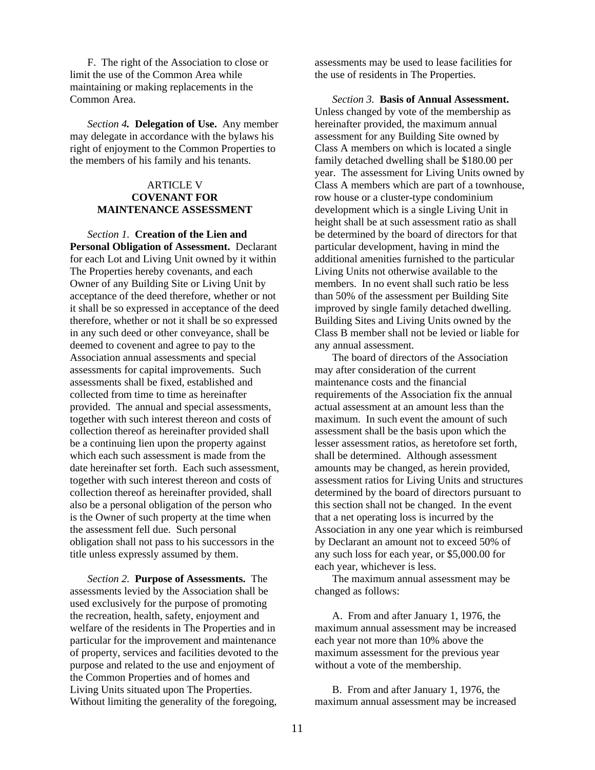F. The right of the Association to close or limit the use of the Common Area while maintaining or making replacements in the Common Area.

*Section 4.* **Delegation of Use.** Any member may delegate in accordance with the bylaws his right of enjoyment to the Common Properties to the members of his family and his tenants.

## ARTICLE V
## COVENANT FOR MAINTENANCE ASSESSMENT

*Section 1.* **Creation of the Lien and Personal Obligation of Assessment.** Declarant for each Lot and Living Unit owned by it within The Properties hereby covenants, and each Owner of any Building Site or Living Unit by acceptance of the deed therefore, whether or not it shall be so expressed in acceptance of the deed therefore, whether or not it shall be so expressed in any such deed or other conveyance, shall be deemed to covenent and agree to pay to the Association annual assessments and special assessments for capital improvements. Such assessments shall be fixed, established and collected from time to time as hereinafter provided. The annual and special assessments, together with such interest thereon and costs of collection thereof as hereinafter provided shall be a continuing lien upon the property against which each such assessment is made from the date hereinafter set forth. Each such assessment, together with such interest thereon and costs of collection thereof as hereinafter provided, shall also be a personal obligation of the person who is the Owner of such property at the time when the assessment fell due. Such personal obligation shall not pass to his successors in the title unless expressly assumed by them.

*Section 2.* **Purpose of Assessments.** The assessments levied by the Association shall be used exclusively for the purpose of promoting the recreation, health, safety, enjoyment and welfare of the residents in The Properties and in particular for the improvement and maintenance of property, services and facilities devoted to the purpose and related to the use and enjoyment of the Common Properties and of homes and Living Units situated upon The Properties. Without limiting the generality of the foregoing, assessments may be used to lease facilities for the use of residents in The Properties.

*Section 3.* **Basis of Annual Assessment.** Unless changed by vote of the membership as hereinafter provided, the maximum annual assessment for any Building Site owned by Class A members on which is located a single family detached dwelling shall be $180.00 per year. The assessment for Living Units owned by Class A members which are part of a townhouse, row house or a cluster-type condominium development which is a single Living Unit in height shall be at such assessment ratio as shall be determined by the board of directors for that particular development, having in mind the additional amenities furnished to the particular Living Units not otherwise available to the members. In no event shall such ratio be less than 50% of the assessment per Building Site improved by single family detached dwelling. Building Sites and Living Units owned by the Class B member shall not be levied or liable for any annual assessment.

The board of directors of the Association may after consideration of the current maintenance costs and the financial requirements of the Association fix the annual actual assessment at an amount less than the maximum. In such event the amount of such assessment shall be the basis upon which the lesser assessment ratios, as heretofore set forth, shall be determined. Although assessment amounts may be changed, as herein provided, assessment ratios for Living Units and structures determined by the board of directors pursuant to this section shall not be changed. In the event that a net operating loss is incurred by the Association in any one year which is reimbursed by Declarant an amount not to exceed 50% of any such loss for each year, or $5,000.00 for each year, whichever is less.

The maximum annual assessment may be changed as follows:

A. From and after January 1, 1976, the maximum annual assessment may be increased each year not more than 10% above the maximum assessment for the previous year without a vote of the membership.

B. From and after January 1, 1976, the maximum annual assessment may be increased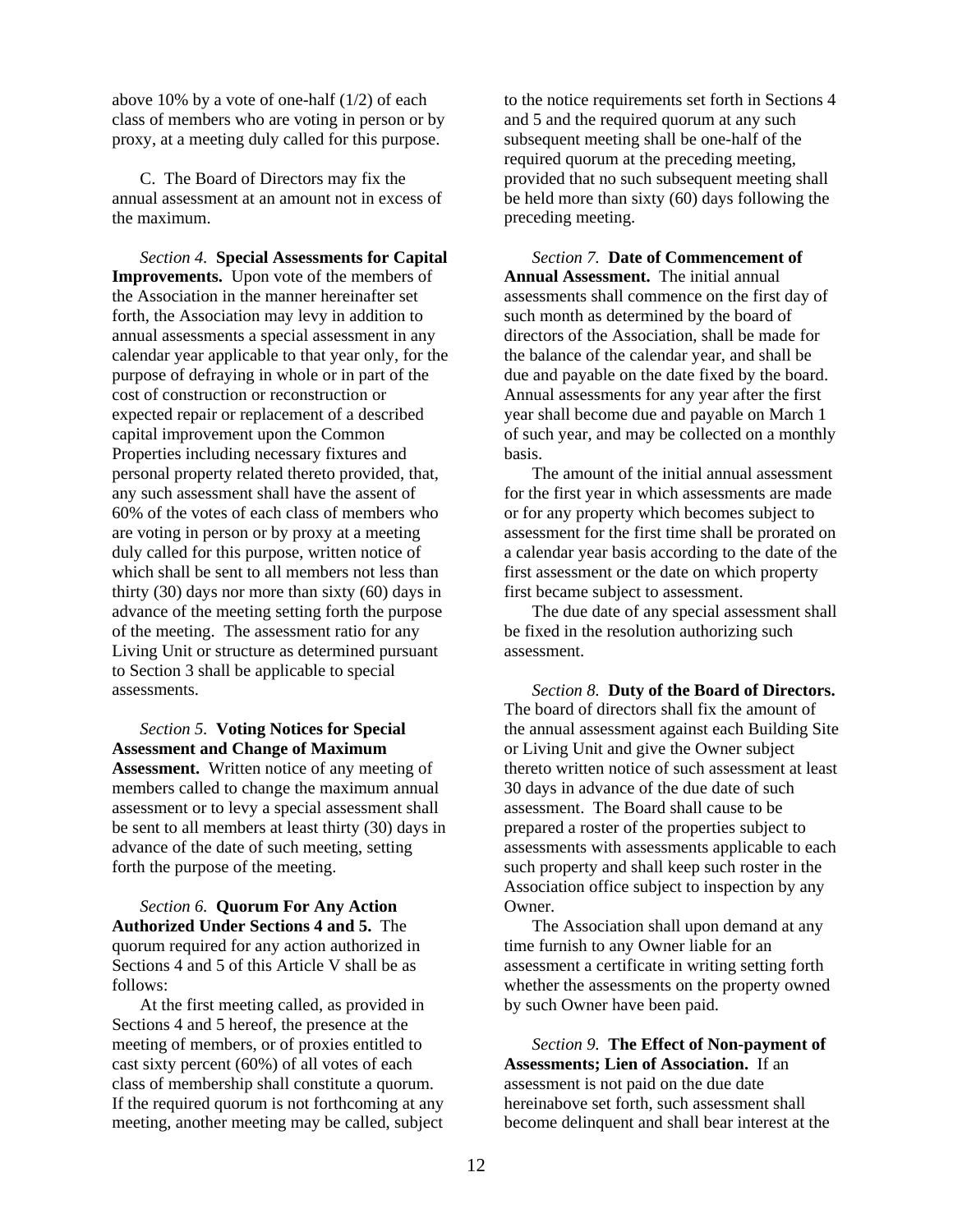above 10% by a vote of one-half (1/2) of each class of members who are voting in person or by proxy, at a meeting duly called for this purpose.

C. The Board of Directors may fix the annual assessment at an amount not in excess of the maximum.

*Section 4.* **Special Assessments for Capital Improvements.** Upon vote of the members of the Association in the manner hereinafter set forth, the Association may levy in addition to annual assessments a special assessment in any calendar year applicable to that year only, for the purpose of defraying in whole or in part of the cost of construction or reconstruction or expected repair or replacement of a described capital improvement upon the Common Properties including necessary fixtures and personal property related thereto provided, that, any such assessment shall have the assent of 60% of the votes of each class of members who are voting in person or by proxy at a meeting duly called for this purpose, written notice of which shall be sent to all members not less than thirty (30) days nor more than sixty (60) days in advance of the meeting setting forth the purpose of the meeting. The assessment ratio for any Living Unit or structure as determined pursuant to Section 3 shall be applicable to special assessments.

*Section 5.* **Voting Notices for Special Assessment and Change of Maximum Assessment.** Written notice of any meeting of members called to change the maximum annual assessment or to levy a special assessment shall be sent to all members at least thirty (30) days in advance of the date of such meeting, setting forth the purpose of the meeting.

*Section 6.* **Quorum For Any Action Authorized Under Sections 4 and 5.** The quorum required for any action authorized in Sections 4 and 5 of this Article V shall be as follows:

At the first meeting called, as provided in Sections 4 and 5 hereof, the presence at the meeting of members, or of proxies entitled to cast sixty percent (60%) of all votes of each class of membership shall constitute a quorum. If the required quorum is not forthcoming at any meeting, another meeting may be called, subject to the notice requirements set forth in Sections 4 and 5 and the required quorum at any such subsequent meeting shall be one-half of the required quorum at the preceding meeting, provided that no such subsequent meeting shall be held more than sixty (60) days following the preceding meeting.

*Section 7.* **Date of Commencement of Annual Assessment.** The initial annual assessments shall commence on the first day of such month as determined by the board of directors of the Association, shall be made for the balance of the calendar year, and shall be due and payable on the date fixed by the board. Annual assessments for any year after the first year shall become due and payable on March 1 of such year, and may be collected on a monthly basis.

The amount of the initial annual assessment for the first year in which assessments are made or for any property which becomes subject to assessment for the first time shall be prorated on a calendar year basis according to the date of the first assessment or the date on which property first became subject to assessment.

The due date of any special assessment shall be fixed in the resolution authorizing such assessment.

*Section 8.* **Duty of the Board of Directors.** The board of directors shall fix the amount of the annual assessment against each Building Site or Living Unit and give the Owner subject thereto written notice of such assessment at least 30 days in advance of the due date of such assessment. The Board shall cause to be prepared a roster of the properties subject to assessments with assessments applicable to each such property and shall keep such roster in the Association office subject to inspection by any Owner.

The Association shall upon demand at any time furnish to any Owner liable for an assessment a certificate in writing setting forth whether the assessments on the property owned by such Owner have been paid.

*Section 9.* **The Effect of Non-payment of Assessments; Lien of Association.** If an assessment is not paid on the due date hereinabove set forth, such assessment shall become delinquent and shall bear interest at the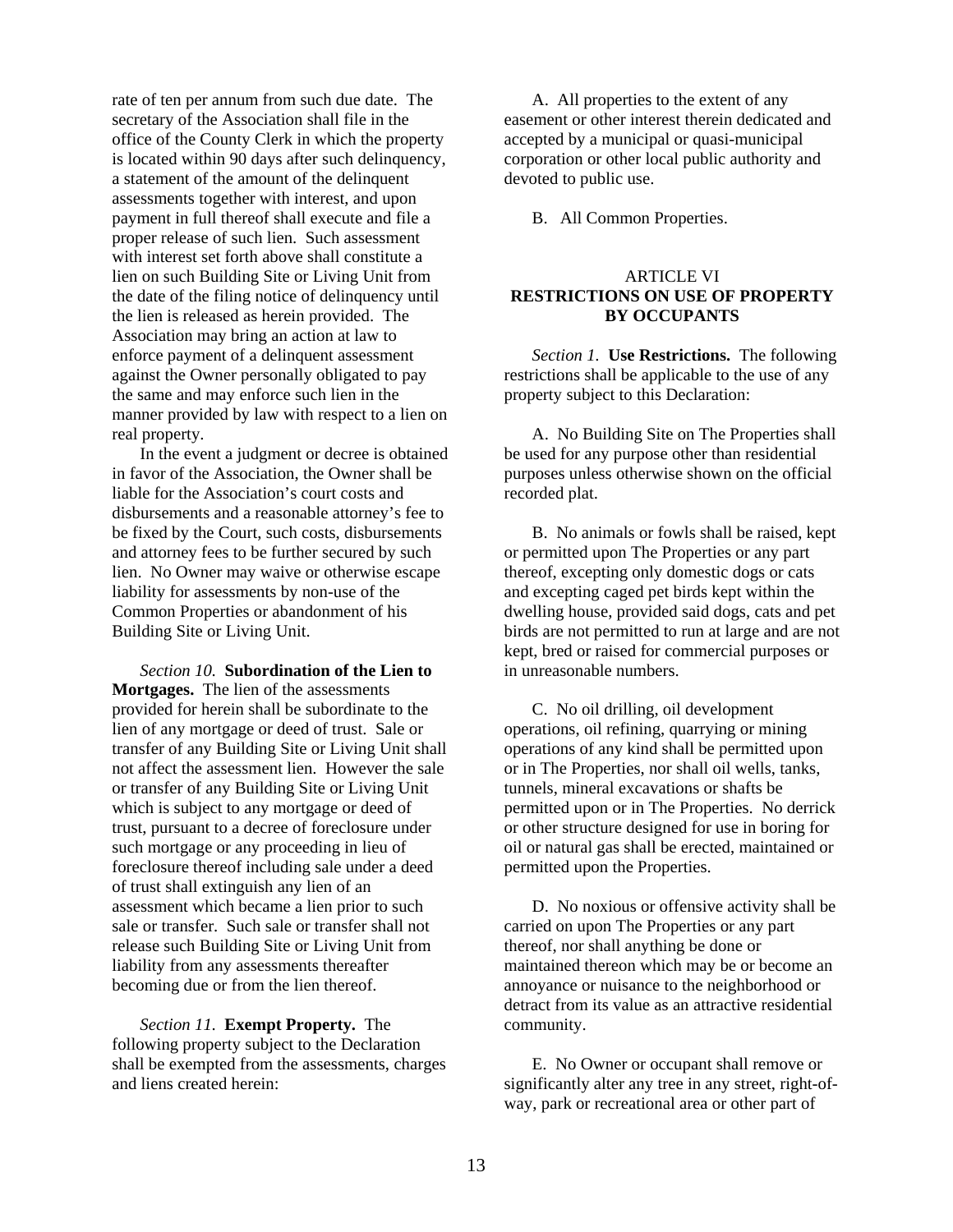rate of ten per annum from such due date. The secretary of the Association shall file in the office of the County Clerk in which the property is located within 90 days after such delinquency, a statement of the amount of the delinquent assessments together with interest, and upon payment in full thereof shall execute and file a proper release of such lien. Such assessment with interest set forth above shall constitute a lien on such Building Site or Living Unit from the date of the filing notice of delinquency until the lien is released as herein provided. The Association may bring an action at law to enforce payment of a delinquent assessment against the Owner personally obligated to pay the same and may enforce such lien in the manner provided by law with respect to a lien on real property.

In the event a judgment or decree is obtained in favor of the Association, the Owner shall be liable for the Association's court costs and disbursements and a reasonable attorney's fee to be fixed by the Court, such costs, disbursements and attorney fees to be further secured by such lien. No Owner may waive or otherwise escape liability for assessments by non-use of the Common Properties or abandonment of his Building Site or Living Unit.

*Section 10.* **Subordination of the Lien to Mortgages.** The lien of the assessments provided for herein shall be subordinate to the lien of any mortgage or deed of trust. Sale or transfer of any Building Site or Living Unit shall not affect the assessment lien. However the sale or transfer of any Building Site or Living Unit which is subject to any mortgage or deed of trust, pursuant to a decree of foreclosure under such mortgage or any proceeding in lieu of foreclosure thereof including sale under a deed of trust shall extinguish any lien of an assessment which became a lien prior to such sale or transfer. Such sale or transfer shall not release such Building Site or Living Unit from liability from any assessments thereafter becoming due or from the lien thereof.

*Section 11.* **Exempt Property.** The following property subject to the Declaration shall be exempted from the assessments, charges and liens created herein:

A. All properties to the extent of any easement or other interest therein dedicated and accepted by a municipal or quasi-municipal corporation or other local public authority and devoted to public use.

B. All Common Properties.

## ARTICLE VI
## RESTRICTIONS ON USE OF PROPERTY BY OCCUPANTS

*Section 1.* **Use Restrictions.** The following restrictions shall be applicable to the use of any property subject to this Declaration:

A. No Building Site on The Properties shall be used for any purpose other than residential purposes unless otherwise shown on the official recorded plat.

B. No animals or fowls shall be raised, kept or permitted upon The Properties or any part thereof, excepting only domestic dogs or cats and excepting caged pet birds kept within the dwelling house, provided said dogs, cats and pet birds are not permitted to run at large and are not kept, bred or raised for commercial purposes or in unreasonable numbers.

C. No oil drilling, oil development operations, oil refining, quarrying or mining operations of any kind shall be permitted upon or in The Properties, nor shall oil wells, tanks, tunnels, mineral excavations or shafts be permitted upon or in The Properties. No derrick or other structure designed for use in boring for oil or natural gas shall be erected, maintained or permitted upon the Properties.

D. No noxious or offensive activity shall be carried on upon The Properties or any part thereof, nor shall anything be done or maintained thereon which may be or become an annoyance or nuisance to the neighborhood or detract from its value as an attractive residential community.

E. No Owner or occupant shall remove or significantly alter any tree in any street, right-of-way, park or recreational area or other part of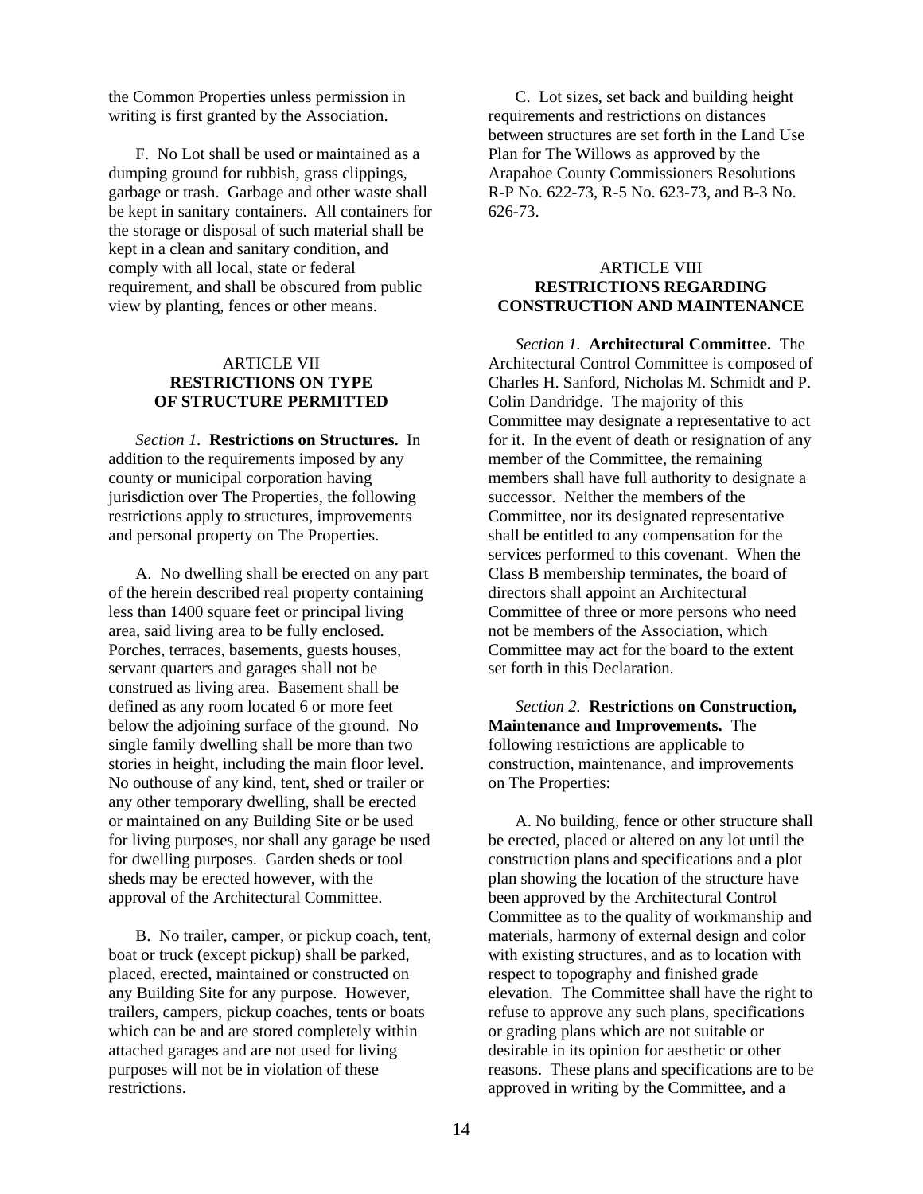the Common Properties unless permission in writing is first granted by the Association.

F. No Lot shall be used or maintained as a dumping ground for rubbish, grass clippings, garbage or trash. Garbage and other waste shall be kept in sanitary containers. All containers for the storage or disposal of such material shall be kept in a clean and sanitary condition, and comply with all local, state or federal requirement, and shall be obscured from public view by planting, fences or other means.

## ARTICLE VII
## RESTRICTIONS ON TYPE OF STRUCTURE PERMITTED

*Section 1*. **Restrictions on Structures.** In addition to the requirements imposed by any county or municipal corporation having jurisdiction over The Properties, the following restrictions apply to structures, improvements and personal property on The Properties.

A. No dwelling shall be erected on any part of the herein described real property containing less than 1400 square feet or principal living area, said living area to be fully enclosed. Porches, terraces, basements, guests houses, servant quarters and garages shall not be construed as living area. Basement shall be defined as any room located 6 or more feet below the adjoining surface of the ground. No single family dwelling shall be more than two stories in height, including the main floor level. No outhouse of any kind, tent, shed or trailer or any other temporary dwelling, shall be erected or maintained on any Building Site or be used for living purposes, nor shall any garage be used for dwelling purposes. Garden sheds or tool sheds may be erected however, with the approval of the Architectural Committee.

B. No trailer, camper, or pickup coach, tent, boat or truck (except pickup) shall be parked, placed, erected, maintained or constructed on any Building Site for any purpose. However, trailers, campers, pickup coaches, tents or boats which can be and are stored completely within attached garages and are not used for living purposes will not be in violation of these restrictions.

C. Lot sizes, set back and building height requirements and restrictions on distances between structures are set forth in the Land Use Plan for The Willows as approved by the Arapahoe County Commissioners Resolutions R-P No. 622-73, R-5 No. 623-73, and B-3 No. 626-73.

## ARTICLE VIII
## RESTRICTIONS REGARDING CONSTRUCTION AND MAINTENANCE

*Section 1.* **Architectural Committee.** The Architectural Control Committee is composed of Charles H. Sanford, Nicholas M. Schmidt and P. Colin Dandridge. The majority of this Committee may designate a representative to act for it. In the event of death or resignation of any member of the Committee, the remaining members shall have full authority to designate a successor. Neither the members of the Committee, nor its designated representative shall be entitled to any compensation for the services performed to this covenant. When the Class B membership terminates, the board of directors shall appoint an Architectural Committee of three or more persons who need not be members of the Association, which Committee may act for the board to the extent set forth in this Declaration.

*Section 2.* **Restrictions on Construction, Maintenance and Improvements.** The following restrictions are applicable to construction, maintenance, and improvements on The Properties:

A. No building, fence or other structure shall be erected, placed or altered on any lot until the construction plans and specifications and a plot plan showing the location of the structure have been approved by the Architectural Control Committee as to the quality of workmanship and materials, harmony of external design and color with existing structures, and as to location with respect to topography and finished grade elevation. The Committee shall have the right to refuse to approve any such plans, specifications or grading plans which are not suitable or desirable in its opinion for aesthetic or other reasons. These plans and specifications are to be approved in writing by the Committee, and a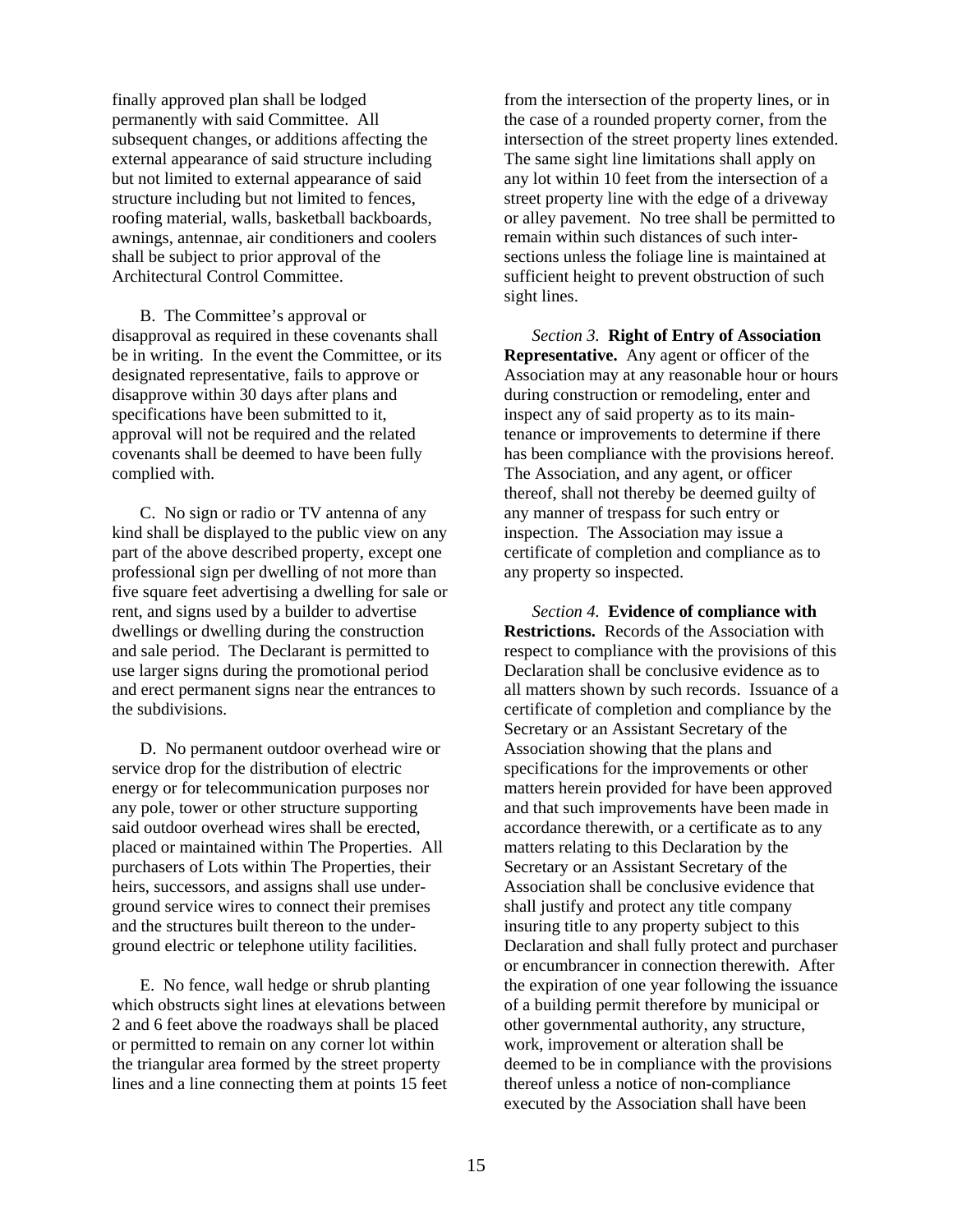finally approved plan shall be lodged permanently with said Committee. All subsequent changes, or additions affecting the external appearance of said structure including but not limited to external appearance of said structure including but not limited to fences, roofing material, walls, basketball backboards, awnings, antennae, air conditioners and coolers shall be subject to prior approval of the Architectural Control Committee.

B. The Committee's approval or disapproval as required in these covenants shall be in writing. In the event the Committee, or its designated representative, fails to approve or disapprove within 30 days after plans and specifications have been submitted to it, approval will not be required and the related covenants shall be deemed to have been fully complied with.

C. No sign or radio or TV antenna of any kind shall be displayed to the public view on any part of the above described property, except one professional sign per dwelling of not more than five square feet advertising a dwelling for sale or rent, and signs used by a builder to advertise dwellings or dwelling during the construction and sale period. The Declarant is permitted to use larger signs during the promotional period and erect permanent signs near the entrances to the subdivisions.

D. No permanent outdoor overhead wire or service drop for the distribution of electric energy or for telecommunication purposes nor any pole, tower or other structure supporting said outdoor overhead wires shall be erected, placed or maintained within The Properties. All purchasers of Lots within The Properties, their heirs, successors, and assigns shall use underground service wires to connect their premises and the structures built thereon to the underground electric or telephone utility facilities.

E. No fence, wall hedge or shrub planting which obstructs sight lines at elevations between 2 and 6 feet above the roadways shall be placed or permitted to remain on any corner lot within the triangular area formed by the street property lines and a line connecting them at points 15 feet from the intersection of the property lines, or in the case of a rounded property corner, from the intersection of the street property lines extended. The same sight line limitations shall apply on any lot within 10 feet from the intersection of a street property line with the edge of a driveway or alley pavement. No tree shall be permitted to remain within such distances of such intersections unless the foliage line is maintained at sufficient height to prevent obstruction of such sight lines.

*Section 3.* **Right of Entry of Association Representative.** Any agent or officer of the Association may at any reasonable hour or hours during construction or remodeling, enter and inspect any of said property as to its maintenance or improvements to determine if there has been compliance with the provisions hereof. The Association, and any agent, or officer thereof, shall not thereby be deemed guilty of any manner of trespass for such entry or inspection. The Association may issue a certificate of completion and compliance as to any property so inspected.

*Section 4.* **Evidence of compliance with Restrictions.** Records of the Association with respect to compliance with the provisions of this Declaration shall be conclusive evidence as to all matters shown by such records. Issuance of a certificate of completion and compliance by the Secretary or an Assistant Secretary of the Association showing that the plans and specifications for the improvements or other matters herein provided for have been approved and that such improvements have been made in accordance therewith, or a certificate as to any matters relating to this Declaration by the Secretary or an Assistant Secretary of the Association shall be conclusive evidence that shall justify and protect any title company insuring title to any property subject to this Declaration and shall fully protect and purchaser or encumbrancer in connection therewith. After the expiration of one year following the issuance of a building permit therefore by municipal or other governmental authority, any structure, work, improvement or alteration shall be deemed to be in compliance with the provisions thereof unless a notice of non-compliance executed by the Association shall have been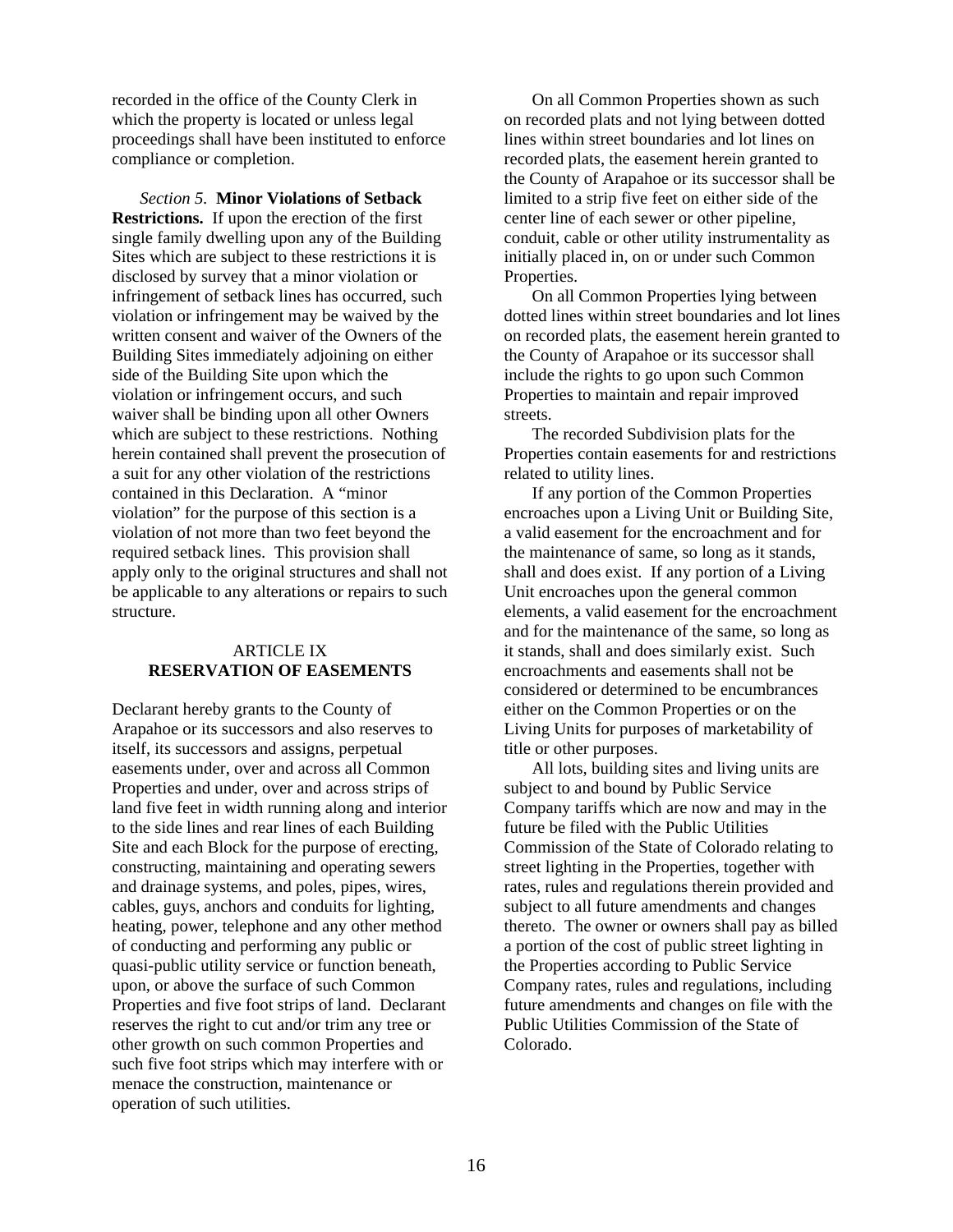recorded in the office of the County Clerk in which the property is located or unless legal proceedings shall have been instituted to enforce compliance or completion.

*Section 5.* **Minor Violations of Setback Restrictions.** If upon the erection of the first single family dwelling upon any of the Building Sites which are subject to these restrictions it is disclosed by survey that a minor violation or infringement of setback lines has occurred, such violation or infringement may be waived by the written consent and waiver of the Owners of the Building Sites immediately adjoining on either side of the Building Site upon which the violation or infringement occurs, and such waiver shall be binding upon all other Owners which are subject to these restrictions. Nothing herein contained shall prevent the prosecution of a suit for any other violation of the restrictions contained in this Declaration. A "minor violation" for the purpose of this section is a violation of not more than two feet beyond the required setback lines. This provision shall apply only to the original structures and shall not be applicable to any alterations or repairs to such structure.

## ARTICLE IX
## RESERVATION OF EASEMENTS

Declarant hereby grants to the County of Arapahoe or its successors and also reserves to itself, its successors and assigns, perpetual easements under, over and across all Common Properties and under, over and across strips of land five feet in width running along and interior to the side lines and rear lines of each Building Site and each Block for the purpose of erecting, constructing, maintaining and operating sewers and drainage systems, and poles, pipes, wires, cables, guys, anchors and conduits for lighting, heating, power, telephone and any other method of conducting and performing any public or quasi-public utility service or function beneath, upon, or above the surface of such Common Properties and five foot strips of land. Declarant reserves the right to cut and/or trim any tree or other growth on such common Properties and such five foot strips which may interfere with or menace the construction, maintenance or operation of such utilities.

On all Common Properties shown as such on recorded plats and not lying between dotted lines within street boundaries and lot lines on recorded plats, the easement herein granted to the County of Arapahoe or its successor shall be limited to a strip five feet on either side of the center line of each sewer or other pipeline, conduit, cable or other utility instrumentality as initially placed in, on or under such Common Properties.

On all Common Properties lying between dotted lines within street boundaries and lot lines on recorded plats, the easement herein granted to the County of Arapahoe or its successor shall include the rights to go upon such Common Properties to maintain and repair improved streets.

The recorded Subdivision plats for the Properties contain easements for and restrictions related to utility lines.

If any portion of the Common Properties encroaches upon a Living Unit or Building Site, a valid easement for the encroachment and for the maintenance of same, so long as it stands, shall and does exist. If any portion of a Living Unit encroaches upon the general common elements, a valid easement for the encroachment and for the maintenance of the same, so long as it stands, shall and does similarly exist. Such encroachments and easements shall not be considered or determined to be encumbrances either on the Common Properties or on the Living Units for purposes of marketability of title or other purposes.

All lots, building sites and living units are subject to and bound by Public Service Company tariffs which are now and may in the future be filed with the Public Utilities Commission of the State of Colorado relating to street lighting in the Properties, together with rates, rules and regulations therein provided and subject to all future amendments and changes thereto. The owner or owners shall pay as billed a portion of the cost of public street lighting in the Properties according to Public Service Company rates, rules and regulations, including future amendments and changes on file with the Public Utilities Commission of the State of Colorado.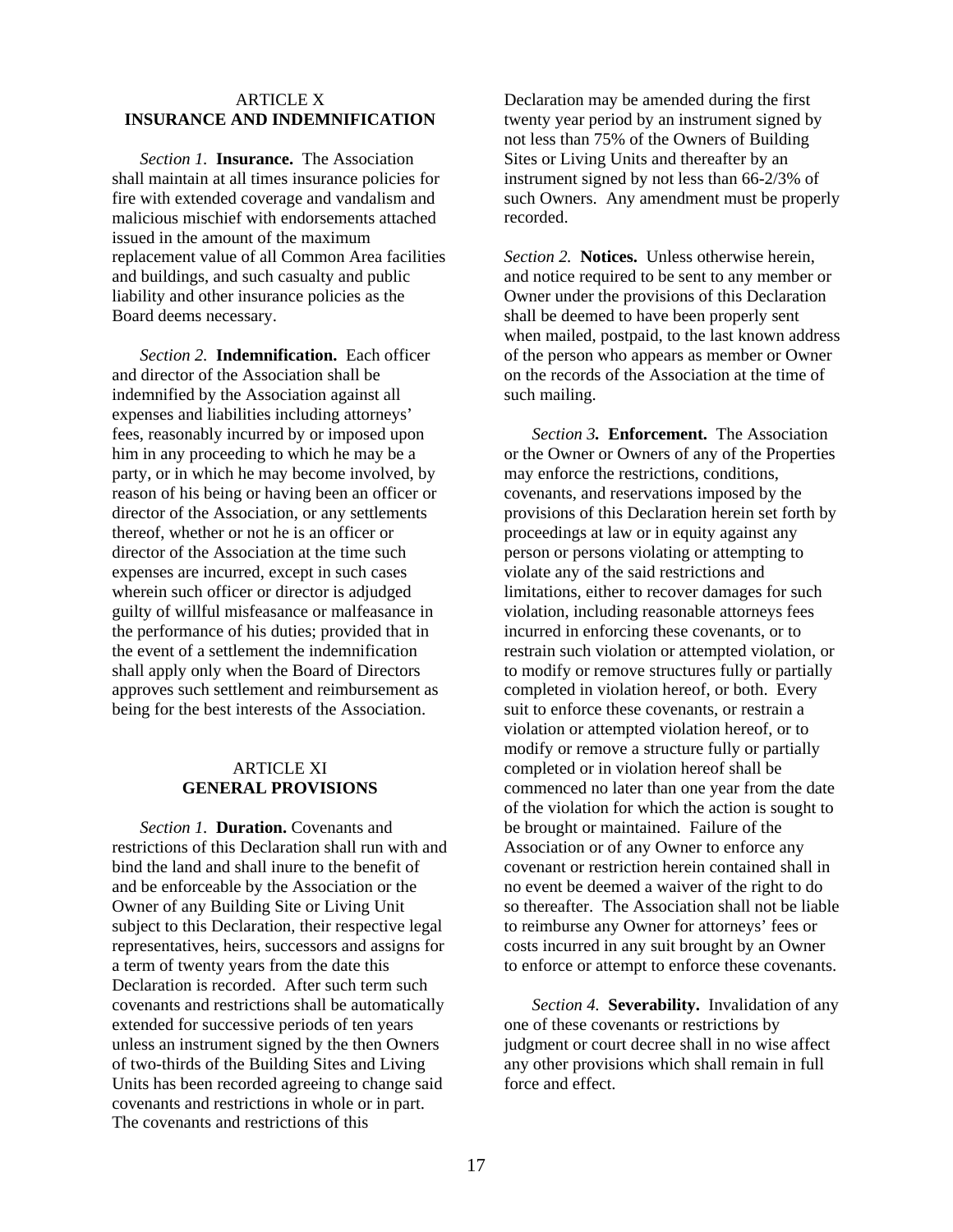## ARTICLE X
## INSURANCE AND INDEMNIFICATION

*Section 1.* **Insurance.** The Association shall maintain at all times insurance policies for fire with extended coverage and vandalism and malicious mischief with endorsements attached issued in the amount of the maximum replacement value of all Common Area facilities and buildings, and such casualty and public liability and other insurance policies as the Board deems necessary.

*Section 2.* **Indemnification.** Each officer and director of the Association shall be indemnified by the Association against all expenses and liabilities including attorneys' fees, reasonably incurred by or imposed upon him in any proceeding to which he may be a party, or in which he may become involved, by reason of his being or having been an officer or director of the Association, or any settlements thereof, whether or not he is an officer or director of the Association at the time such expenses are incurred, except in such cases wherein such officer or director is adjudged guilty of willful misfeasance or malfeasance in the performance of his duties; provided that in the event of a settlement the indemnification shall apply only when the Board of Directors approves such settlement and reimbursement as being for the best interests of the Association.

## ARTICLE XI
## GENERAL PROVISIONS

*Section 1.* **Duration.** Covenants and restrictions of this Declaration shall run with and bind the land and shall inure to the benefit of and be enforceable by the Association or the Owner of any Building Site or Living Unit subject to this Declaration, their respective legal representatives, heirs, successors and assigns for a term of twenty years from the date this Declaration is recorded. After such term such covenants and restrictions shall be automatically extended for successive periods of ten years unless an instrument signed by the then Owners of two-thirds of the Building Sites and Living Units has been recorded agreeing to change said covenants and restrictions in whole or in part. The covenants and restrictions of this Declaration may be amended during the first twenty year period by an instrument signed by not less than 75% of the Owners of Building Sites or Living Units and thereafter by an instrument signed by not less than 66-2/3% of such Owners. Any amendment must be properly recorded.

*Section 2.* **Notices.** Unless otherwise herein, and notice required to be sent to any member or Owner under the provisions of this Declaration shall be deemed to have been properly sent when mailed, postpaid, to the last known address of the person who appears as member or Owner on the records of the Association at the time of such mailing.

*Section 3***. Enforcement.** The Association or the Owner or Owners of any of the Properties may enforce the restrictions, conditions, covenants, and reservations imposed by the provisions of this Declaration herein set forth by proceedings at law or in equity against any person or persons violating or attempting to violate any of the said restrictions and limitations, either to recover damages for such violation, including reasonable attorneys fees incurred in enforcing these covenants, or to restrain such violation or attempted violation, or to modify or remove structures fully or partially completed in violation hereof, or both. Every suit to enforce these covenants, or restrain a violation or attempted violation hereof, or to modify or remove a structure fully or partially completed or in violation hereof shall be commenced no later than one year from the date of the violation for which the action is sought to be brought or maintained. Failure of the Association or of any Owner to enforce any covenant or restriction herein contained shall in no event be deemed a waiver of the right to do so thereafter. The Association shall not be liable to reimburse any Owner for attorneys' fees or costs incurred in any suit brought by an Owner to enforce or attempt to enforce these covenants.

*Section 4.* **Severability.** Invalidation of any one of these covenants or restrictions by judgment or court decree shall in no wise affect any other provisions which shall remain in full force and effect.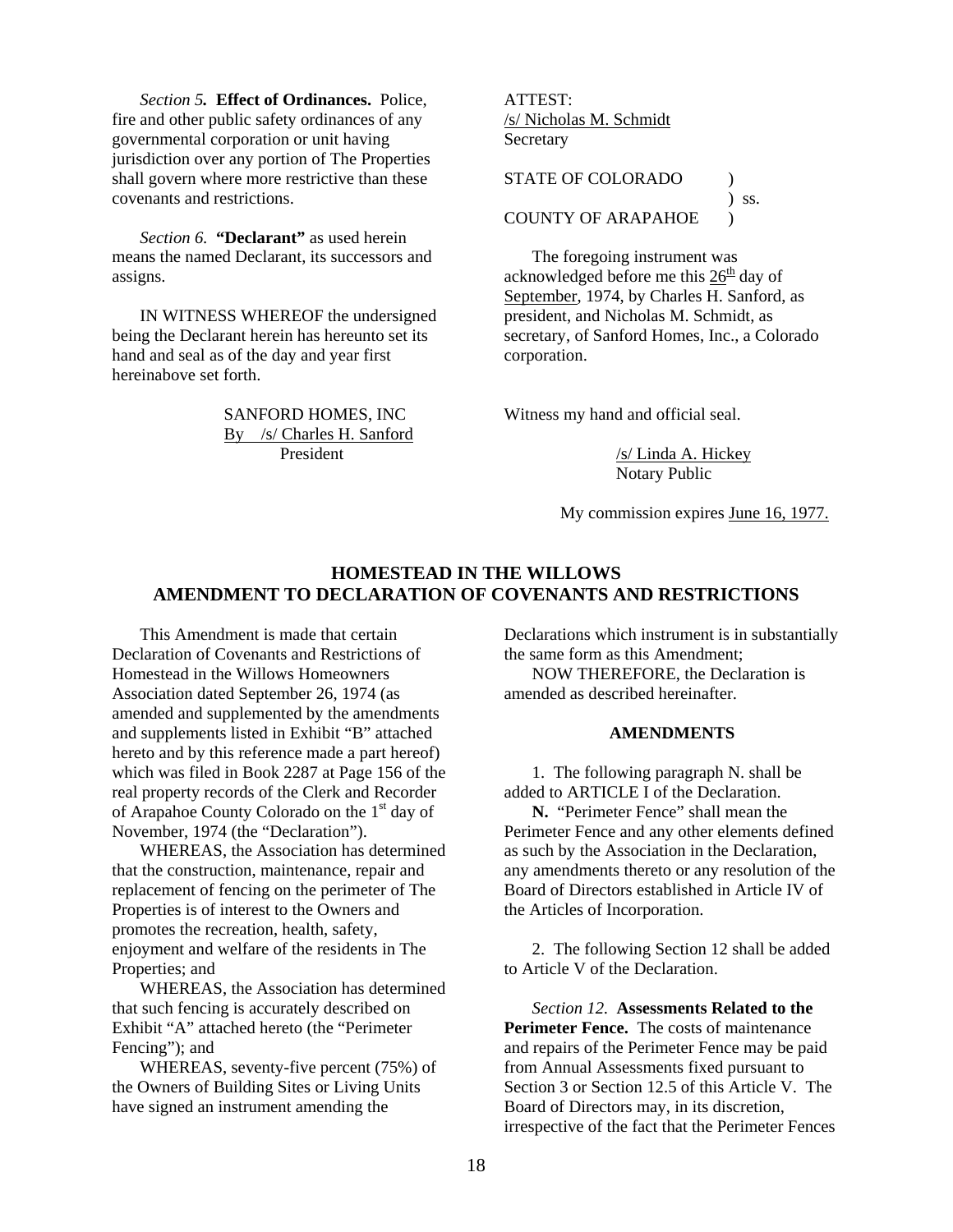*Section 5.* **Effect of Ordinances.** Police, fire and other public safety ordinances of any governmental corporation or unit having jurisdiction over any portion of The Properties shall govern where more restrictive than these covenants and restrictions.

*Section 6.* **"Declarant"** as used herein means the named Declarant, its successors and assigns.

IN WITNESS WHEREOF the undersigned being the Declarant herein has hereunto set its hand and seal as of the day and year first hereinabove set forth.

SANFORD HOMES, INC
By /s/ Charles H. Sanford
President

ATTEST:
/s/ Nicholas M. Schmidt
Secretary

STATE OF COLORADO )
) ss.
COUNTY OF ARAPAHOE )

The foregoing instrument was acknowledged before me this 26th day of September, 1974, by Charles H. Sanford, as president, and Nicholas M. Schmidt, as secretary, of Sanford Homes, Inc., a Colorado corporation.

Witness my hand and official seal.

/s/ Linda A. Hickey
Notary Public

My commission expires June 16, 1977.

## HOMESTEAD IN THE WILLOWS AMENDMENT TO DECLARATION OF COVENANTS AND RESTRICTIONS

This Amendment is made that certain Declaration of Covenants and Restrictions of Homestead in the Willows Homeowners Association dated September 26, 1974 (as amended and supplemented by the amendments and supplements listed in Exhibit "B" attached hereto and by this reference made a part hereof) which was filed in Book 2287 at Page 156 of the real property records of the Clerk and Recorder of Arapahoe County Colorado on the 1st day of November, 1974 (the "Declaration").

WHEREAS, the Association has determined that the construction, maintenance, repair and replacement of fencing on the perimeter of The Properties is of interest to the Owners and promotes the recreation, health, safety, enjoyment and welfare of the residents in The Properties; and

WHEREAS, the Association has determined that such fencing is accurately described on Exhibit "A" attached hereto (the "Perimeter Fencing"); and

WHEREAS, seventy-five percent (75%) of the Owners of Building Sites or Living Units have signed an instrument amending the Declarations which instrument is in substantially the same form as this Amendment;

NOW THEREFORE, the Declaration is amended as described hereinafter.

### AMENDMENTS

1. The following paragraph N. shall be added to ARTICLE I of the Declaration.

**N.** "Perimeter Fence" shall mean the Perimeter Fence and any other elements defined as such by the Association in the Declaration, any amendments thereto or any resolution of the Board of Directors established in Article IV of the Articles of Incorporation.

2. The following Section 12 shall be added to Article V of the Declaration.

*Section 12.* **Assessments Related to the Perimeter Fence.** The costs of maintenance and repairs of the Perimeter Fence may be paid from Annual Assessments fixed pursuant to Section 3 or Section 12.5 of this Article V. The Board of Directors may, in its discretion, irrespective of the fact that the Perimeter Fences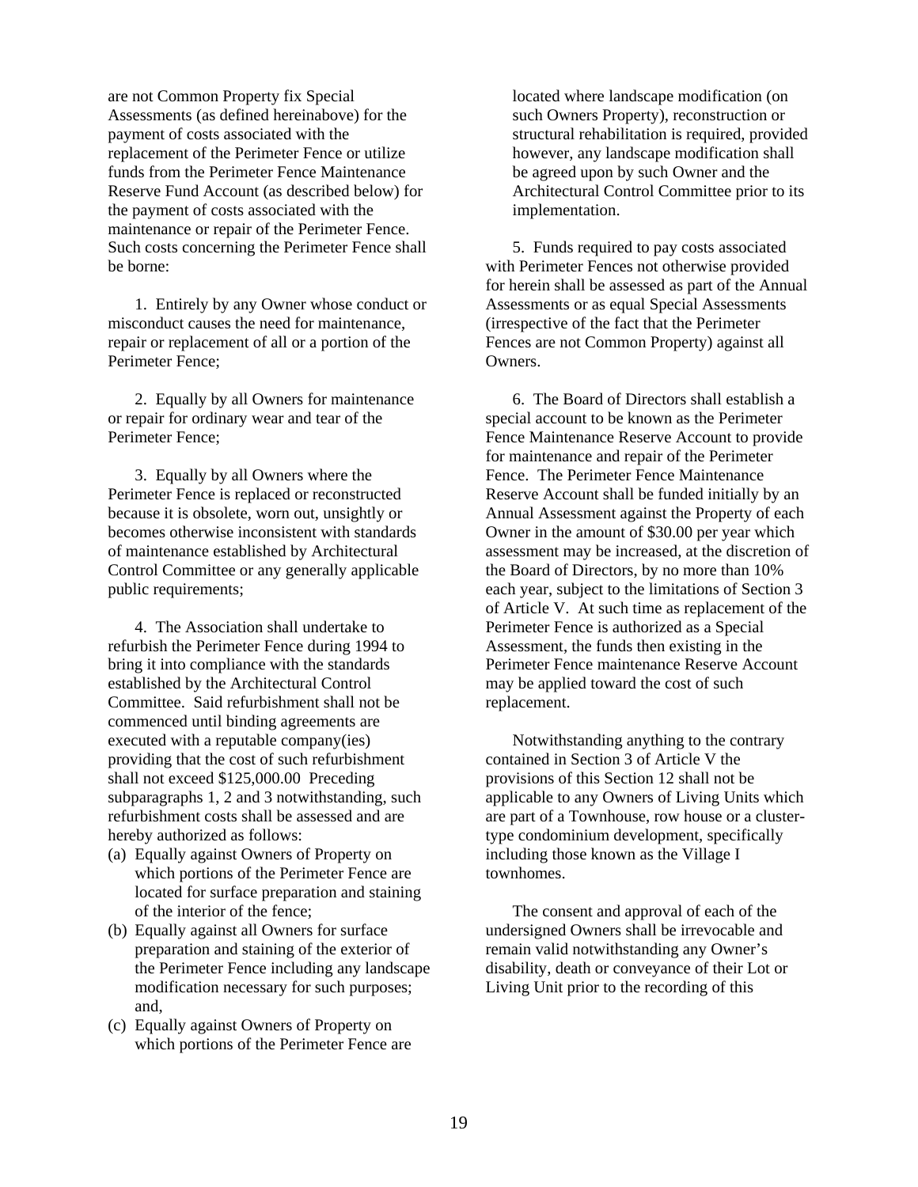are not Common Property fix Special Assessments (as defined hereinabove) for the payment of costs associated with the replacement of the Perimeter Fence or utilize funds from the Perimeter Fence Maintenance Reserve Fund Account (as described below) for the payment of costs associated with the maintenance or repair of the Perimeter Fence. Such costs concerning the Perimeter Fence shall be borne:

1. Entirely by any Owner whose conduct or misconduct causes the need for maintenance, repair or replacement of all or a portion of the Perimeter Fence;

2. Equally by all Owners for maintenance or repair for ordinary wear and tear of the Perimeter Fence;

3. Equally by all Owners where the Perimeter Fence is replaced or reconstructed because it is obsolete, worn out, unsightly or becomes otherwise inconsistent with standards of maintenance established by Architectural Control Committee or any generally applicable public requirements;

4. The Association shall undertake to refurbish the Perimeter Fence during 1994 to bring it into compliance with the standards established by the Architectural Control Committee. Said refurbishment shall not be commenced until binding agreements are executed with a reputable company(ies) providing that the cost of such refurbishment shall not exceed $125,000.00 Preceding subparagraphs 1, 2 and 3 notwithstanding, such refurbishment costs shall be assessed and are hereby authorized as follows:

(a) Equally against Owners of Property on which portions of the Perimeter Fence are located for surface preparation and staining of the interior of the fence;

(b) Equally against all Owners for surface preparation and staining of the exterior of the Perimeter Fence including any landscape modification necessary for such purposes; and,

(c) Equally against Owners of Property on which portions of the Perimeter Fence are located where landscape modification (on such Owners Property), reconstruction or structural rehabilitation is required, provided however, any landscape modification shall be agreed upon by such Owner and the Architectural Control Committee prior to its implementation.

5. Funds required to pay costs associated with Perimeter Fences not otherwise provided for herein shall be assessed as part of the Annual Assessments or as equal Special Assessments (irrespective of the fact that the Perimeter Fences are not Common Property) against all Owners.

6. The Board of Directors shall establish a special account to be known as the Perimeter Fence Maintenance Reserve Account to provide for maintenance and repair of the Perimeter Fence. The Perimeter Fence Maintenance Reserve Account shall be funded initially by an Annual Assessment against the Property of each Owner in the amount of $30.00 per year which assessment may be increased, at the discretion of the Board of Directors, by no more than 10% each year, subject to the limitations of Section 3 of Article V. At such time as replacement of the Perimeter Fence is authorized as a Special Assessment, the funds then existing in the Perimeter Fence maintenance Reserve Account may be applied toward the cost of such replacement.

Notwithstanding anything to the contrary contained in Section 3 of Article V the provisions of this Section 12 shall not be applicable to any Owners of Living Units which are part of a Townhouse, row house or a cluster-type condominium development, specifically including those known as the Village I townhomes.

The consent and approval of each of the undersigned Owners shall be irrevocable and remain valid notwithstanding any Owner's disability, death or conveyance of their Lot or Living Unit prior to the recording of this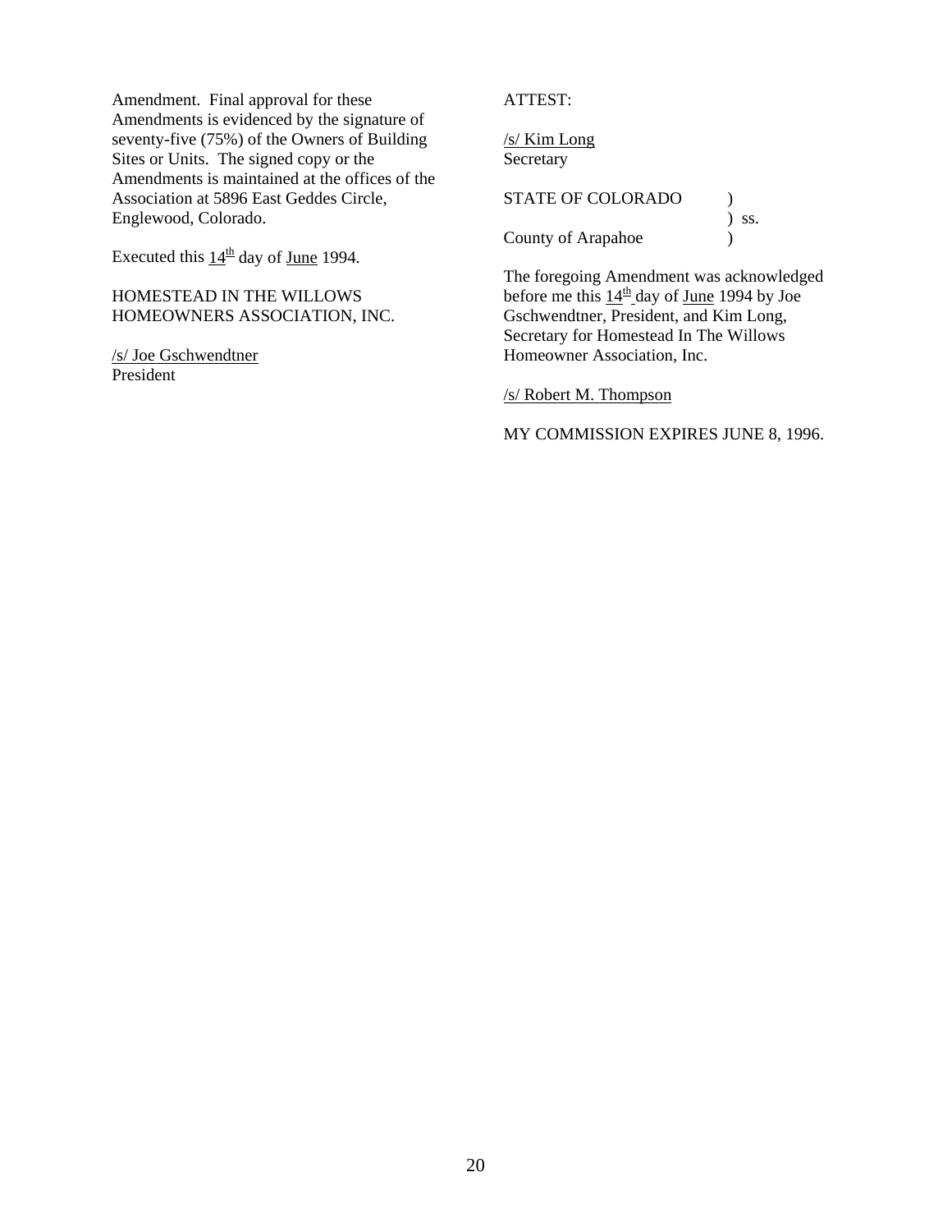Amendment. Final approval for these Amendments is evidenced by the signature of seventy-five (75%) of the Owners of Building Sites or Units. The signed copy or the Amendments is maintained at the offices of the Association at 5896 East Geddes Circle, Englewood, Colorado.

Executed this 14th day of June 1994.

HOMESTEAD IN THE WILLOWS HOMEOWNERS ASSOCIATION, INC.

/s/ Joe Gschwendtner
President

ATTEST:

/s/ Kim Long
Secretary

STATE OF COLORADO )
) ss.
County of Arapahoe )

The foregoing Amendment was acknowledged before me this 14th day of June 1994 by Joe Gschwendtner, President, and Kim Long, Secretary for Homestead In The Willows Homeowner Association, Inc.

/s/ Robert M. Thompson

MY COMMISSION EXPIRES JUNE 8, 1996.